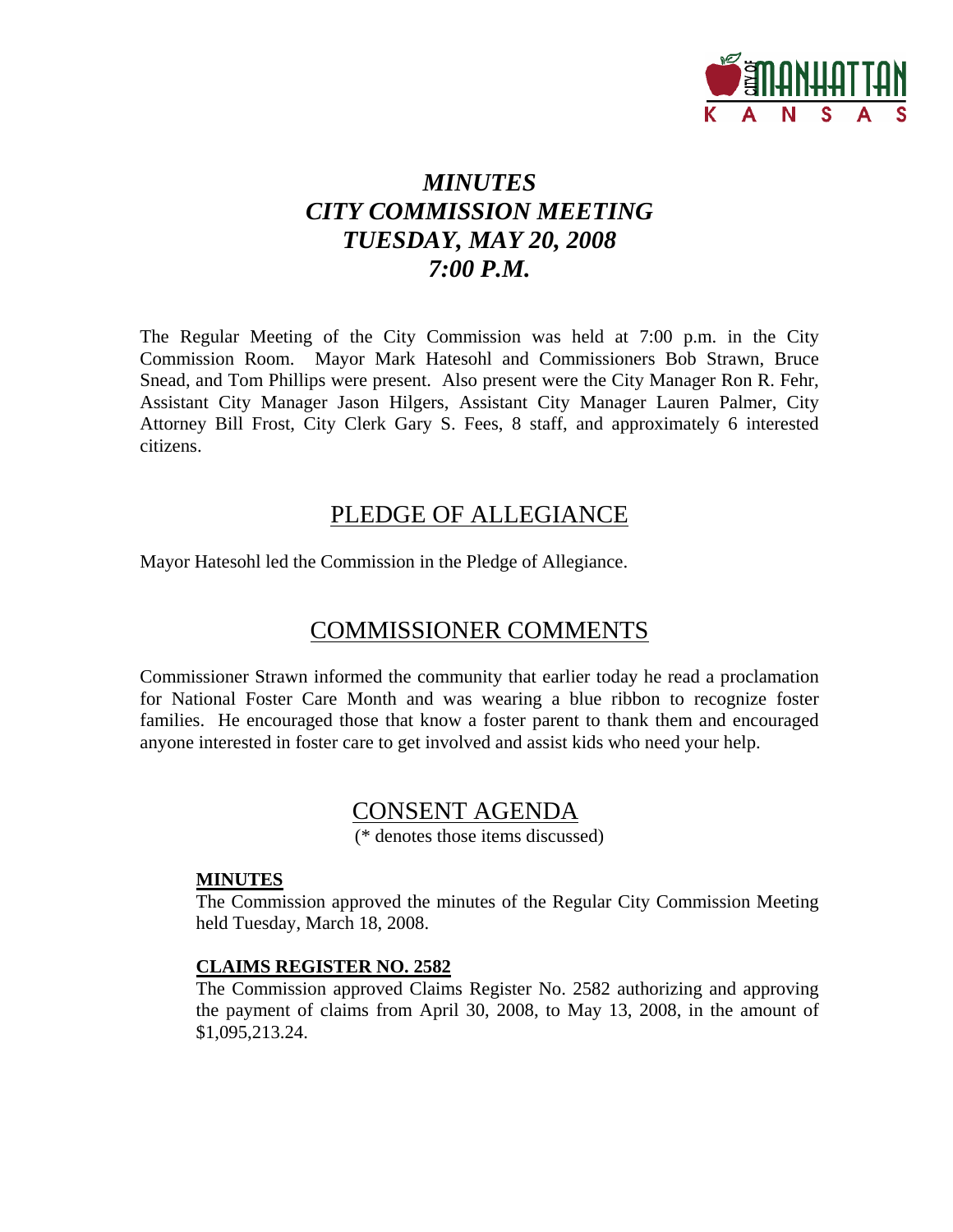# *MINUTES*
# *CITY COMMISSION MEETING*
# *TUESDAY, MAY 20, 2008*
# *7:00 P.M.*

The Regular Meeting of the City Commission was held at 7:00 p.m. in the City Commission Room. Mayor Mark Hatesohl and Commissioners Bob Strawn, Bruce Snead, and Tom Phillips were present. Also present were the City Manager Ron R. Fehr, Assistant City Manager Jason Hilgers, Assistant City Manager Lauren Palmer, City Attorney Bill Frost, City Clerk Gary S. Fees, 8 staff, and approximately 6 interested citizens.

## PLEDGE OF ALLEGIANCE

Mayor Hatesohl led the Commission in the Pledge of Allegiance.

## COMMISSIONER COMMENTS

Commissioner Strawn informed the community that earlier today he read a proclamation for National Foster Care Month and was wearing a blue ribbon to recognize foster families. He encouraged those that know a foster parent to thank them and encouraged anyone interested in foster care to get involved and assist kids who need your help.

## CONSENT AGENDA

(* denotes those items discussed)

**MINUTES**

The Commission approved the minutes of the Regular City Commission Meeting held Tuesday, March 18, 2008.

**CLAIMS REGISTER NO. 2582**

The Commission approved Claims Register No. 2582 authorizing and approving the payment of claims from April 30, 2008, to May 13, 2008, in the amount of $1,095,213.24.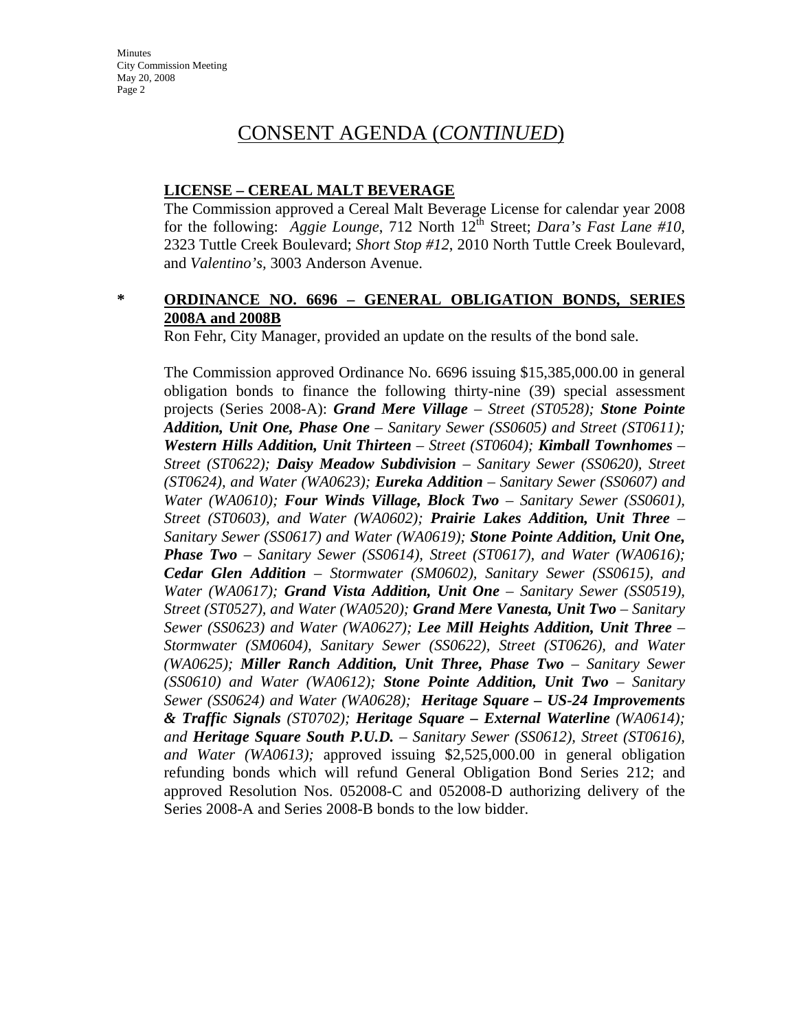# CONSENT AGENDA (*CONTINUED*)

**LICENSE – CEREAL MALT BEVERAGE**

The Commission approved a Cereal Malt Beverage License for calendar year 2008 for the following: *Aggie Lounge*, 712 North 12th Street; *Dara's Fast Lane #10*, 2323 Tuttle Creek Boulevard; *Short Stop #12*, 2010 North Tuttle Creek Boulevard, and *Valentino's*, 3003 Anderson Avenue.

\* **ORDINANCE NO. 6696 – GENERAL OBLIGATION BONDS, SERIES 2008A and 2008B**

Ron Fehr, City Manager, provided an update on the results of the bond sale.

The Commission approved Ordinance No. 6696 issuing $15,385,000.00 in general obligation bonds to finance the following thirty-nine (39) special assessment projects (Series 2008-A): ***Grand Mere Village*** *– Street (ST0528);* ***Stone Pointe Addition, Unit One, Phase One*** *– Sanitary Sewer (SS0605) and Street (ST0611);* ***Western Hills Addition, Unit Thirteen*** *– Street (ST0604);* ***Kimball Townhomes*** *– Street (ST0622);* ***Daisy Meadow Subdivision*** *– Sanitary Sewer (SS0620), Street (ST0624), and Water (WA0623);* ***Eureka Addition*** *– Sanitary Sewer (SS0607) and Water (WA0610);* ***Four Winds Village, Block Two*** *– Sanitary Sewer (SS0601), Street (ST0603), and Water (WA0602);* ***Prairie Lakes Addition, Unit Three*** *– Sanitary Sewer (SS0617) and Water (WA0619);* ***Stone Pointe Addition, Unit One, Phase Two*** *– Sanitary Sewer (SS0614), Street (ST0617), and Water (WA0616);* ***Cedar Glen Addition*** *– Stormwater (SM0602), Sanitary Sewer (SS0615), and Water (WA0617);* ***Grand Vista Addition, Unit One*** *– Sanitary Sewer (SS0519), Street (ST0527), and Water (WA0520);* ***Grand Mere Vanesta, Unit Two*** *– Sanitary Sewer (SS0623) and Water (WA0627);* ***Lee Mill Heights Addition, Unit Three*** *– Stormwater (SM0604), Sanitary Sewer (SS0622), Street (ST0626), and Water (WA0625);* ***Miller Ranch Addition, Unit Three, Phase Two*** *– Sanitary Sewer (SS0610) and Water (WA0612);* ***Stone Pointe Addition, Unit Two*** *– Sanitary Sewer (SS0624) and Water (WA0628);* ***Heritage Square – US-24 Improvements & Traffic Signals*** *(ST0702);* ***Heritage Square – External Waterline*** *(WA0614); and* ***Heritage Square South P.U.D.*** *– Sanitary Sewer (SS0612), Street (ST0616), and Water (WA0613);* approved issuing $2,525,000.00 in general obligation refunding bonds which will refund General Obligation Bond Series 212; and approved Resolution Nos. 052008-C and 052008-D authorizing delivery of the Series 2008-A and Series 2008-B bonds to the low bidder.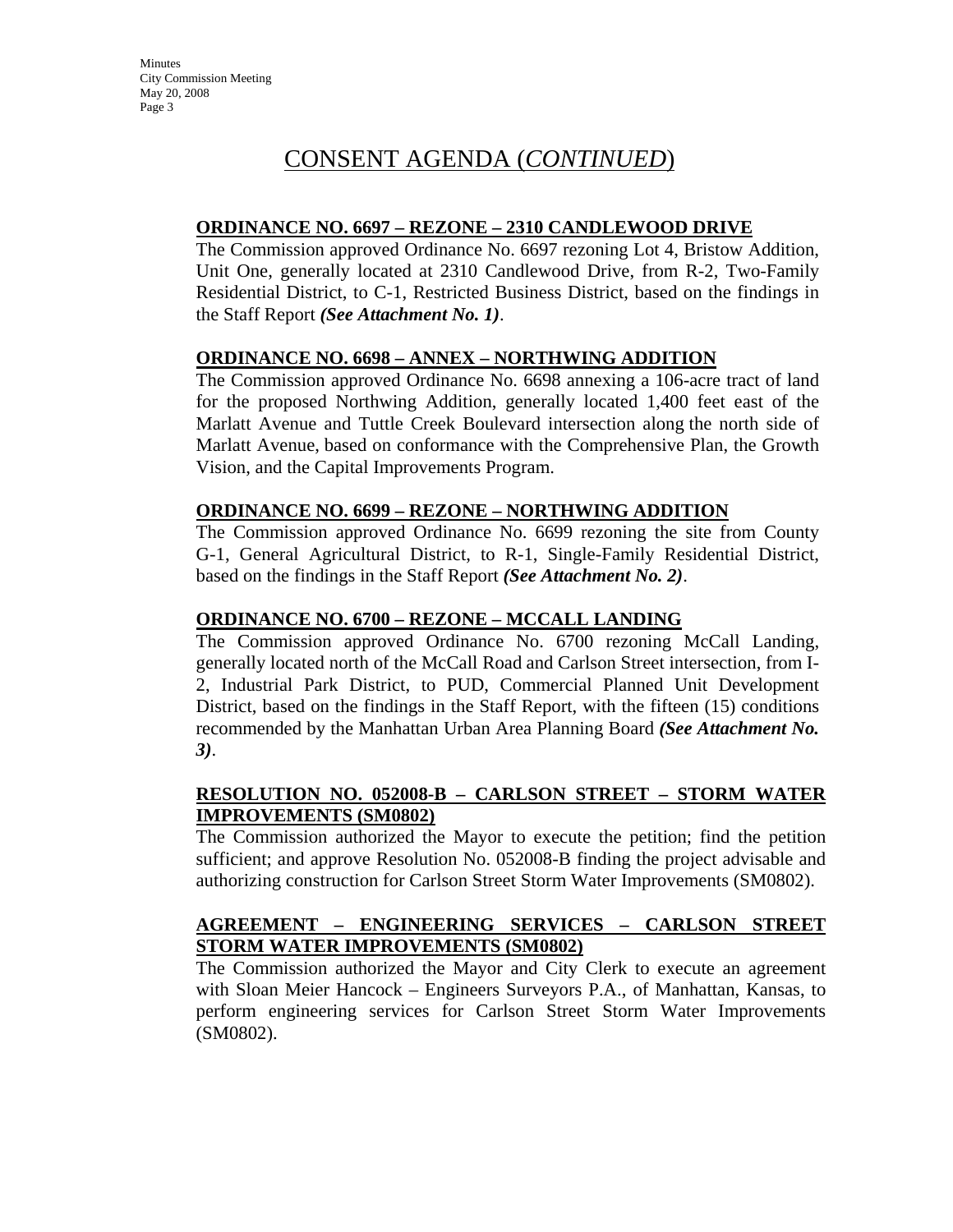# CONSENT AGENDA (*CONTINUED*)

**ORDINANCE NO. 6697 – REZONE – 2310 CANDLEWOOD DRIVE**

The Commission approved Ordinance No. 6697 rezoning Lot 4, Bristow Addition, Unit One, generally located at 2310 Candlewood Drive, from R-2, Two-Family Residential District, to C-1, Restricted Business District, based on the findings in the Staff Report ***(See Attachment No. 1)***.

**ORDINANCE NO. 6698 – ANNEX – NORTHWING ADDITION**

The Commission approved Ordinance No. 6698 annexing a 106-acre tract of land for the proposed Northwing Addition, generally located 1,400 feet east of the Marlatt Avenue and Tuttle Creek Boulevard intersection along the north side of Marlatt Avenue, based on conformance with the Comprehensive Plan, the Growth Vision, and the Capital Improvements Program.

**ORDINANCE NO. 6699 – REZONE – NORTHWING ADDITION**

The Commission approved Ordinance No. 6699 rezoning the site from County G-1, General Agricultural District, to R-1, Single-Family Residential District, based on the findings in the Staff Report ***(See Attachment No. 2)***.

**ORDINANCE NO. 6700 – REZONE – MCCALL LANDING**

The Commission approved Ordinance No. 6700 rezoning McCall Landing, generally located north of the McCall Road and Carlson Street intersection, from I-2, Industrial Park District, to PUD, Commercial Planned Unit Development District, based on the findings in the Staff Report, with the fifteen (15) conditions recommended by the Manhattan Urban Area Planning Board ***(See Attachment No. 3)***.

**RESOLUTION NO. 052008-B – CARLSON STREET – STORM WATER IMPROVEMENTS (SM0802)**

The Commission authorized the Mayor to execute the petition; find the petition sufficient; and approve Resolution No. 052008-B finding the project advisable and authorizing construction for Carlson Street Storm Water Improvements (SM0802).

**AGREEMENT – ENGINEERING SERVICES – CARLSON STREET STORM WATER IMPROVEMENTS (SM0802)**

The Commission authorized the Mayor and City Clerk to execute an agreement with Sloan Meier Hancock – Engineers Surveyors P.A., of Manhattan, Kansas, to perform engineering services for Carlson Street Storm Water Improvements (SM0802).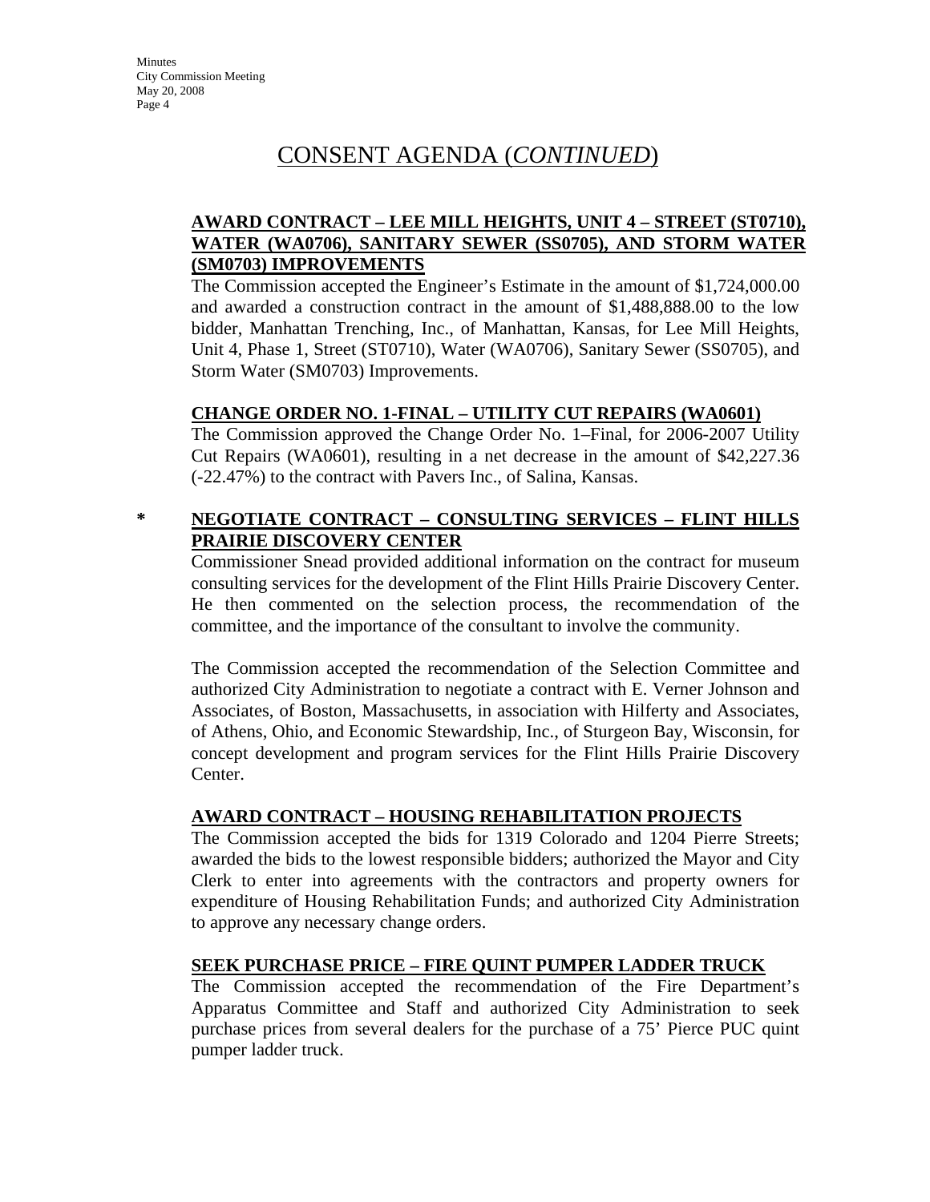# CONSENT AGENDA (*CONTINUED*)

**AWARD CONTRACT – LEE MILL HEIGHTS, UNIT 4 – STREET (ST0710), WATER (WA0706), SANITARY SEWER (SS0705), AND STORM WATER (SM0703) IMPROVEMENTS**

The Commission accepted the Engineer's Estimate in the amount of $1,724,000.00 and awarded a construction contract in the amount of $1,488,888.00 to the low bidder, Manhattan Trenching, Inc., of Manhattan, Kansas, for Lee Mill Heights, Unit 4, Phase 1, Street (ST0710), Water (WA0706), Sanitary Sewer (SS0705), and Storm Water (SM0703) Improvements.

**CHANGE ORDER NO. 1-FINAL – UTILITY CUT REPAIRS (WA0601)**

The Commission approved the Change Order No. 1–Final, for 2006-2007 Utility Cut Repairs (WA0601), resulting in a net decrease in the amount of $42,227.36 (-22.47%) to the contract with Pavers Inc., of Salina, Kansas.

\* **NEGOTIATE CONTRACT – CONSULTING SERVICES – FLINT HILLS PRAIRIE DISCOVERY CENTER**

Commissioner Snead provided additional information on the contract for museum consulting services for the development of the Flint Hills Prairie Discovery Center. He then commented on the selection process, the recommendation of the committee, and the importance of the consultant to involve the community.

The Commission accepted the recommendation of the Selection Committee and authorized City Administration to negotiate a contract with E. Verner Johnson and Associates, of Boston, Massachusetts, in association with Hilferty and Associates, of Athens, Ohio, and Economic Stewardship, Inc., of Sturgeon Bay, Wisconsin, for concept development and program services for the Flint Hills Prairie Discovery Center.

**AWARD CONTRACT – HOUSING REHABILITATION PROJECTS**

The Commission accepted the bids for 1319 Colorado and 1204 Pierre Streets; awarded the bids to the lowest responsible bidders; authorized the Mayor and City Clerk to enter into agreements with the contractors and property owners for expenditure of Housing Rehabilitation Funds; and authorized City Administration to approve any necessary change orders.

**SEEK PURCHASE PRICE – FIRE QUINT PUMPER LADDER TRUCK**

The Commission accepted the recommendation of the Fire Department's Apparatus Committee and Staff and authorized City Administration to seek purchase prices from several dealers for the purchase of a 75' Pierce PUC quint pumper ladder truck.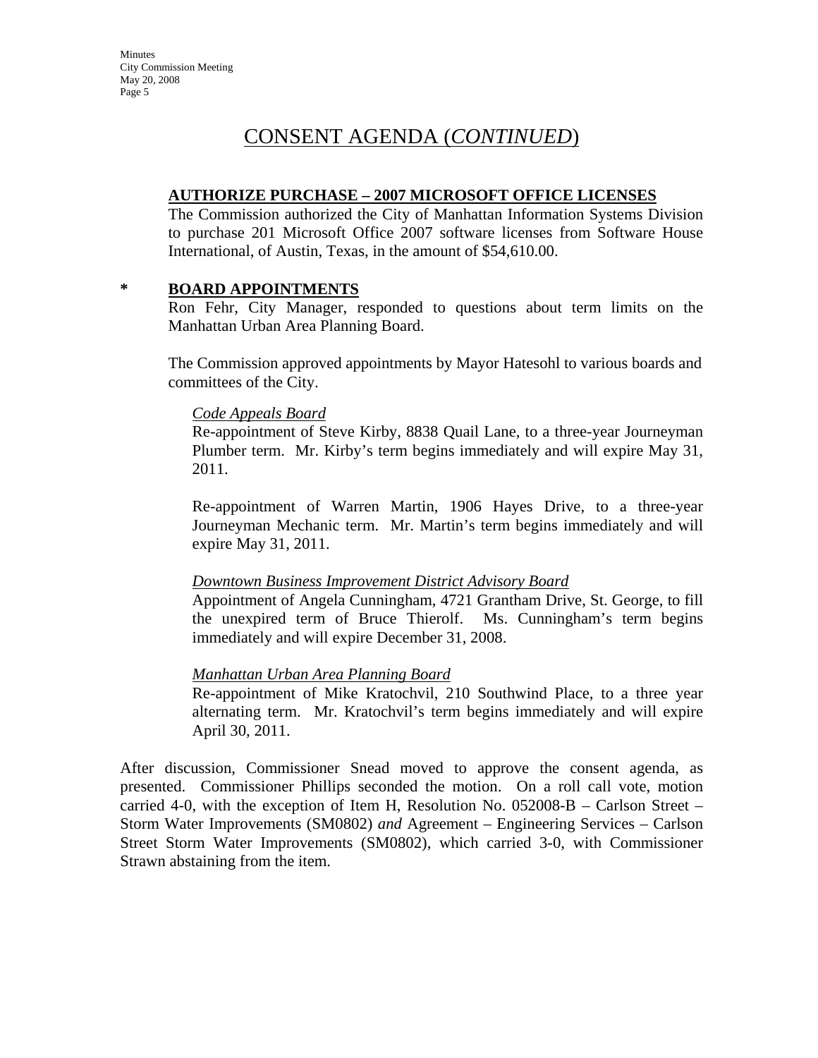# CONSENT AGENDA (*CONTINUED*)

**AUTHORIZE PURCHASE – 2007 MICROSOFT OFFICE LICENSES**

The Commission authorized the City of Manhattan Information Systems Division to purchase 201 Microsoft Office 2007 software licenses from Software House International, of Austin, Texas, in the amount of $54,610.00.

\* **BOARD APPOINTMENTS**

Ron Fehr, City Manager, responded to questions about term limits on the Manhattan Urban Area Planning Board.

The Commission approved appointments by Mayor Hatesohl to various boards and committees of the City.

*Code Appeals Board*

Re-appointment of Steve Kirby, 8838 Quail Lane, to a three-year Journeyman Plumber term. Mr. Kirby's term begins immediately and will expire May 31, 2011.

Re-appointment of Warren Martin, 1906 Hayes Drive, to a three-year Journeyman Mechanic term. Mr. Martin's term begins immediately and will expire May 31, 2011.

*Downtown Business Improvement District Advisory Board*

Appointment of Angela Cunningham, 4721 Grantham Drive, St. George, to fill the unexpired term of Bruce Thierolf. Ms. Cunningham's term begins immediately and will expire December 31, 2008.

*Manhattan Urban Area Planning Board*

Re-appointment of Mike Kratochvil, 210 Southwind Place, to a three year alternating term. Mr. Kratochvil's term begins immediately and will expire April 30, 2011.

After discussion, Commissioner Snead moved to approve the consent agenda, as presented. Commissioner Phillips seconded the motion. On a roll call vote, motion carried 4-0, with the exception of Item H, Resolution No. 052008-B – Carlson Street – Storm Water Improvements (SM0802) *and* Agreement – Engineering Services – Carlson Street Storm Water Improvements (SM0802), which carried 3-0, with Commissioner Strawn abstaining from the item.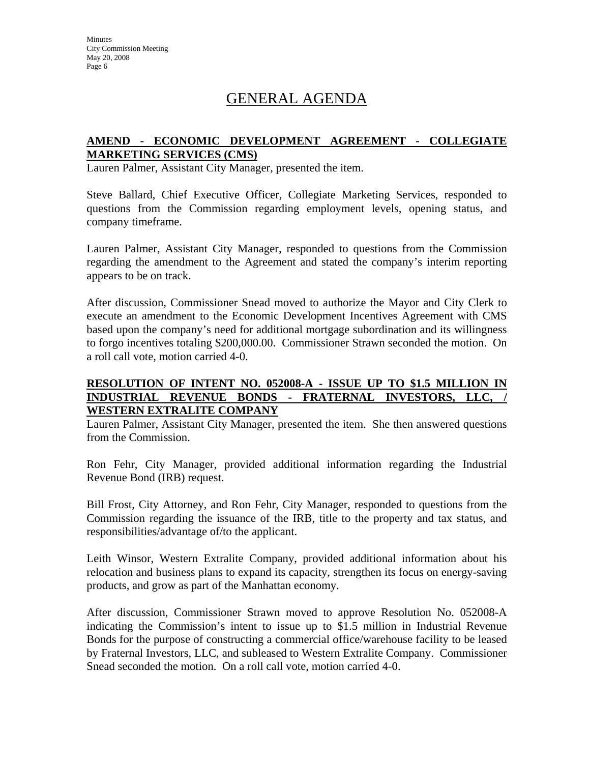# GENERAL AGENDA

## AMEND - ECONOMIC DEVELOPMENT AGREEMENT - COLLEGIATE MARKETING SERVICES (CMS)

Lauren Palmer, Assistant City Manager, presented the item.

Steve Ballard, Chief Executive Officer, Collegiate Marketing Services, responded to questions from the Commission regarding employment levels, opening status, and company timeframe.

Lauren Palmer, Assistant City Manager, responded to questions from the Commission regarding the amendment to the Agreement and stated the company's interim reporting appears to be on track.

After discussion, Commissioner Snead moved to authorize the Mayor and City Clerk to execute an amendment to the Economic Development Incentives Agreement with CMS based upon the company's need for additional mortgage subordination and its willingness to forgo incentives totaling $200,000.00. Commissioner Strawn seconded the motion. On a roll call vote, motion carried 4-0.

## RESOLUTION OF INTENT NO. 052008-A - ISSUE UP TO $1.5 MILLION IN INDUSTRIAL REVENUE BONDS - FRATERNAL INVESTORS, LLC, / WESTERN EXTRALITE COMPANY

Lauren Palmer, Assistant City Manager, presented the item. She then answered questions from the Commission.

Ron Fehr, City Manager, provided additional information regarding the Industrial Revenue Bond (IRB) request.

Bill Frost, City Attorney, and Ron Fehr, City Manager, responded to questions from the Commission regarding the issuance of the IRB, title to the property and tax status, and responsibilities/advantage of/to the applicant.

Leith Winsor, Western Extralite Company, provided additional information about his relocation and business plans to expand its capacity, strengthen its focus on energy-saving products, and grow as part of the Manhattan economy.

After discussion, Commissioner Strawn moved to approve Resolution No. 052008-A indicating the Commission's intent to issue up to $1.5 million in Industrial Revenue Bonds for the purpose of constructing a commercial office/warehouse facility to be leased by Fraternal Investors, LLC, and subleased to Western Extralite Company. Commissioner Snead seconded the motion. On a roll call vote, motion carried 4-0.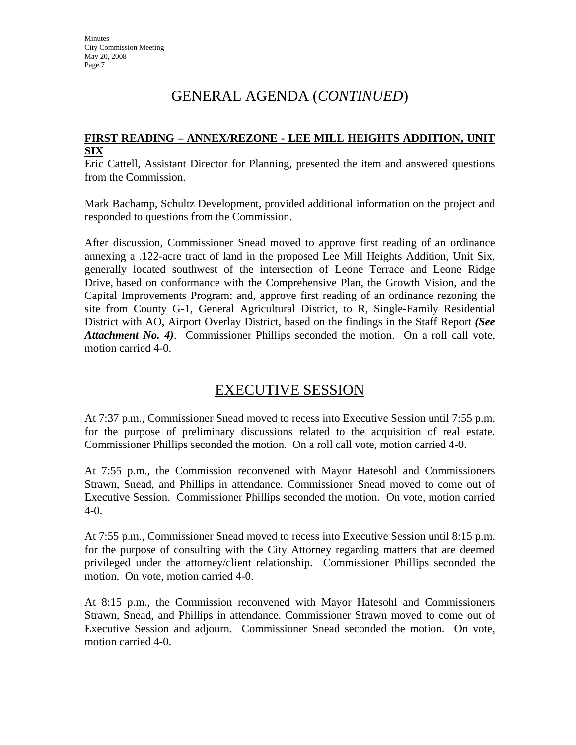# GENERAL AGENDA (*CONTINUED*)

**FIRST READING – ANNEX/REZONE - LEE MILL HEIGHTS ADDITION, UNIT SIX**

Eric Cattell, Assistant Director for Planning, presented the item and answered questions from the Commission.

Mark Bachamp, Schultz Development, provided additional information on the project and responded to questions from the Commission.

After discussion, Commissioner Snead moved to approve first reading of an ordinance annexing a .122-acre tract of land in the proposed Lee Mill Heights Addition, Unit Six, generally located southwest of the intersection of Leone Terrace and Leone Ridge Drive, based on conformance with the Comprehensive Plan, the Growth Vision, and the Capital Improvements Program; and, approve first reading of an ordinance rezoning the site from County G-1, General Agricultural District, to R, Single-Family Residential District with AO, Airport Overlay District, based on the findings in the Staff Report ***(See Attachment No. 4)***. Commissioner Phillips seconded the motion. On a roll call vote, motion carried 4-0.

# EXECUTIVE SESSION

At 7:37 p.m., Commissioner Snead moved to recess into Executive Session until 7:55 p.m. for the purpose of preliminary discussions related to the acquisition of real estate. Commissioner Phillips seconded the motion. On a roll call vote, motion carried 4-0.

At 7:55 p.m., the Commission reconvened with Mayor Hatesohl and Commissioners Strawn, Snead, and Phillips in attendance. Commissioner Snead moved to come out of Executive Session. Commissioner Phillips seconded the motion. On vote, motion carried 4-0.

At 7:55 p.m., Commissioner Snead moved to recess into Executive Session until 8:15 p.m. for the purpose of consulting with the City Attorney regarding matters that are deemed privileged under the attorney/client relationship. Commissioner Phillips seconded the motion. On vote, motion carried 4-0.

At 8:15 p.m., the Commission reconvened with Mayor Hatesohl and Commissioners Strawn, Snead, and Phillips in attendance. Commissioner Strawn moved to come out of Executive Session and adjourn. Commissioner Snead seconded the motion. On vote, motion carried 4-0.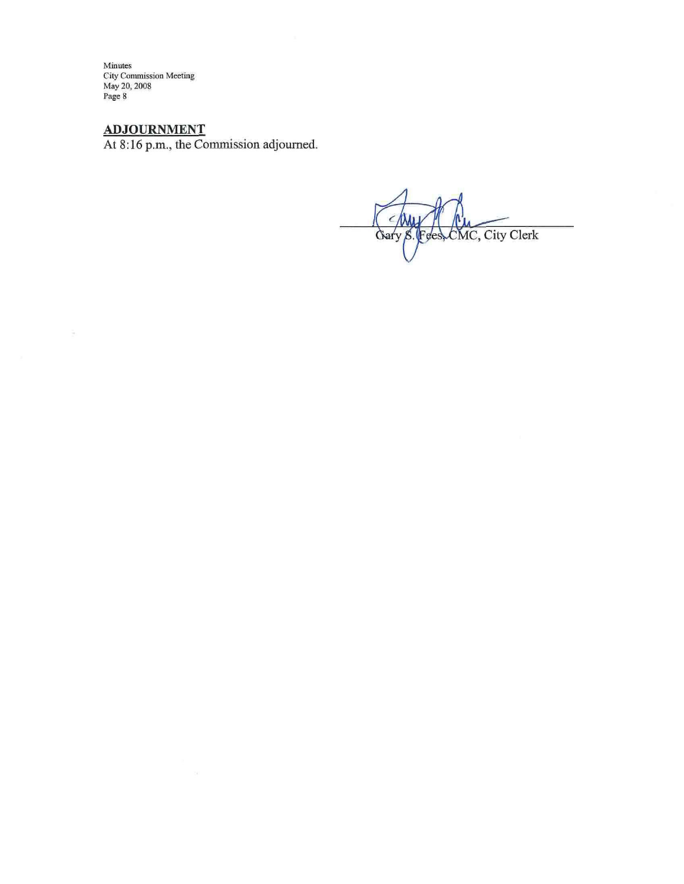## ADJOURNMENT

At 8:16 p.m., the Commission adjourned.

Gary S. Fees, CMC, City Clerk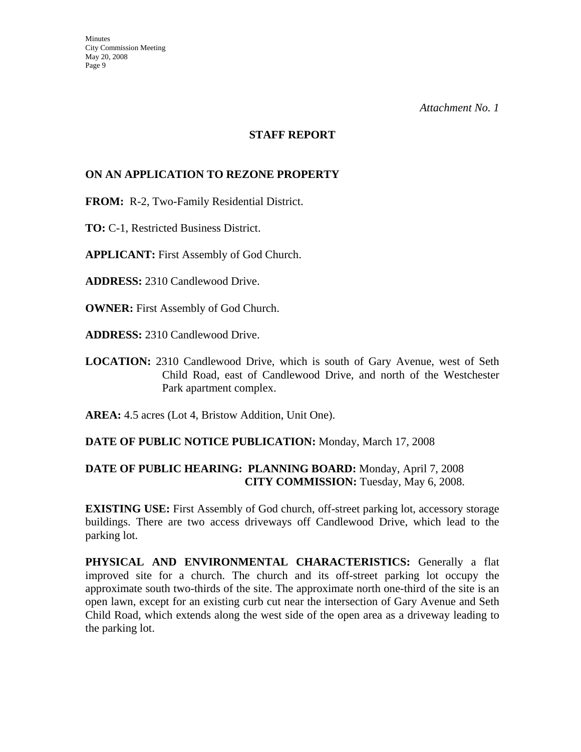*Attachment No. 1*

## STAFF REPORT

**ON AN APPLICATION TO REZONE PROPERTY**

**FROM:** R-2, Two-Family Residential District.

**TO:** C-1, Restricted Business District.

**APPLICANT:** First Assembly of God Church.

**ADDRESS:** 2310 Candlewood Drive.

**OWNER:** First Assembly of God Church.

**ADDRESS:** 2310 Candlewood Drive.

**LOCATION:** 2310 Candlewood Drive, which is south of Gary Avenue, west of Seth Child Road, east of Candlewood Drive, and north of the Westchester Park apartment complex.

**AREA:** 4.5 acres (Lot 4, Bristow Addition, Unit One).

**DATE OF PUBLIC NOTICE PUBLICATION:** Monday, March 17, 2008

**DATE OF PUBLIC HEARING: PLANNING BOARD:** Monday, April 7, 2008
**CITY COMMISSION:** Tuesday, May 6, 2008.

**EXISTING USE:** First Assembly of God church, off-street parking lot, accessory storage buildings. There are two access driveways off Candlewood Drive, which lead to the parking lot.

**PHYSICAL AND ENVIRONMENTAL CHARACTERISTICS:** Generally a flat improved site for a church. The church and its off-street parking lot occupy the approximate south two-thirds of the site. The approximate north one-third of the site is an open lawn, except for an existing curb cut near the intersection of Gary Avenue and Seth Child Road, which extends along the west side of the open area as a driveway leading to the parking lot.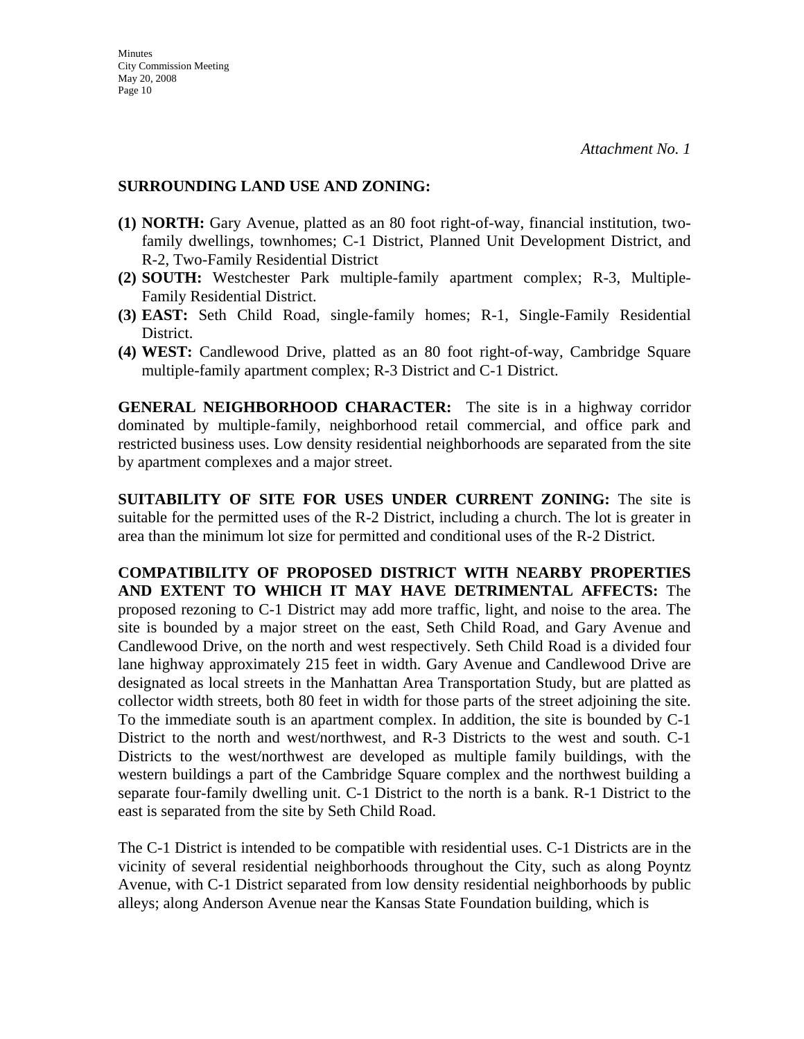*Attachment No. 1*

**SURROUNDING LAND USE AND ZONING:**

**(1) NORTH:** Gary Avenue, platted as an 80 foot right-of-way, financial institution, two-family dwellings, townhomes; C-1 District, Planned Unit Development District, and R-2, Two-Family Residential District

**(2) SOUTH:** Westchester Park multiple-family apartment complex; R-3, Multiple-Family Residential District.

**(3) EAST:** Seth Child Road, single-family homes; R-1, Single-Family Residential District.

**(4) WEST:** Candlewood Drive, platted as an 80 foot right-of-way, Cambridge Square multiple-family apartment complex; R-3 District and C-1 District.

**GENERAL NEIGHBORHOOD CHARACTER:** The site is in a highway corridor dominated by multiple-family, neighborhood retail commercial, and office park and restricted business uses. Low density residential neighborhoods are separated from the site by apartment complexes and a major street.

**SUITABILITY OF SITE FOR USES UNDER CURRENT ZONING:** The site is suitable for the permitted uses of the R-2 District, including a church. The lot is greater in area than the minimum lot size for permitted and conditional uses of the R-2 District.

**COMPATIBILITY OF PROPOSED DISTRICT WITH NEARBY PROPERTIES AND EXTENT TO WHICH IT MAY HAVE DETRIMENTAL AFFECTS:** The proposed rezoning to C-1 District may add more traffic, light, and noise to the area. The site is bounded by a major street on the east, Seth Child Road, and Gary Avenue and Candlewood Drive, on the north and west respectively. Seth Child Road is a divided four lane highway approximately 215 feet in width. Gary Avenue and Candlewood Drive are designated as local streets in the Manhattan Area Transportation Study, but are platted as collector width streets, both 80 feet in width for those parts of the street adjoining the site. To the immediate south is an apartment complex. In addition, the site is bounded by C-1 District to the north and west/northwest, and R-3 Districts to the west and south. C-1 Districts to the west/northwest are developed as multiple family buildings, with the western buildings a part of the Cambridge Square complex and the northwest building a separate four-family dwelling unit. C-1 District to the north is a bank. R-1 District to the east is separated from the site by Seth Child Road.

The C-1 District is intended to be compatible with residential uses. C-1 Districts are in the vicinity of several residential neighborhoods throughout the City, such as along Poyntz Avenue, with C-1 District separated from low density residential neighborhoods by public alleys; along Anderson Avenue near the Kansas State Foundation building, which is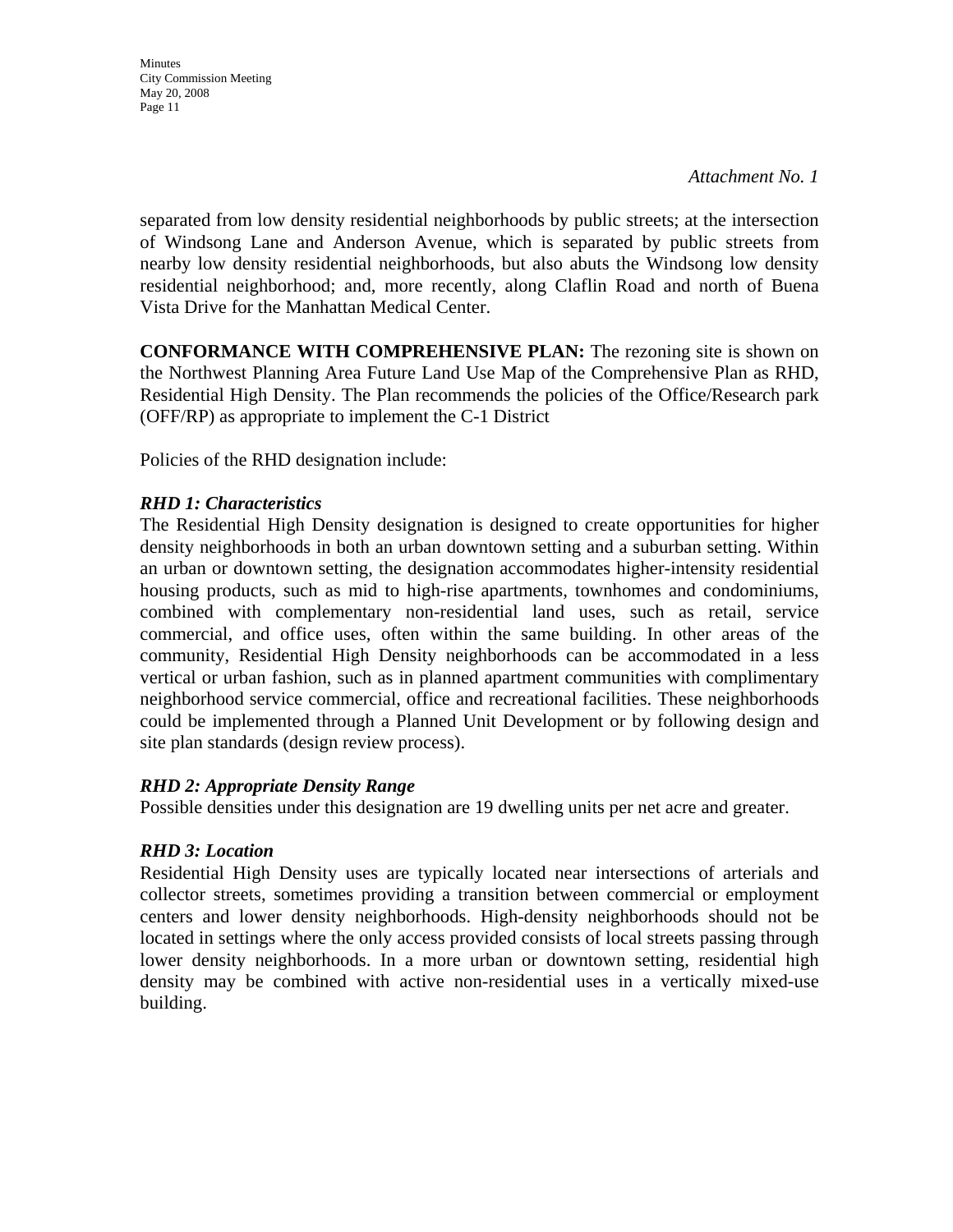*Attachment No. 1*

separated from low density residential neighborhoods by public streets; at the intersection of Windsong Lane and Anderson Avenue, which is separated by public streets from nearby low density residential neighborhoods, but also abuts the Windsong low density residential neighborhood; and, more recently, along Claflin Road and north of Buena Vista Drive for the Manhattan Medical Center.

**CONFORMANCE WITH COMPREHENSIVE PLAN:** The rezoning site is shown on the Northwest Planning Area Future Land Use Map of the Comprehensive Plan as RHD, Residential High Density. The Plan recommends the policies of the Office/Research park (OFF/RP) as appropriate to implement the C-1 District

Policies of the RHD designation include:

***RHD 1: Characteristics***

The Residential High Density designation is designed to create opportunities for higher density neighborhoods in both an urban downtown setting and a suburban setting. Within an urban or downtown setting, the designation accommodates higher-intensity residential housing products, such as mid to high-rise apartments, townhomes and condominiums, combined with complementary non-residential land uses, such as retail, service commercial, and office uses, often within the same building. In other areas of the community, Residential High Density neighborhoods can be accommodated in a less vertical or urban fashion, such as in planned apartment communities with complimentary neighborhood service commercial, office and recreational facilities. These neighborhoods could be implemented through a Planned Unit Development or by following design and site plan standards (design review process).

***RHD 2: Appropriate Density Range***

Possible densities under this designation are 19 dwelling units per net acre and greater.

***RHD 3: Location***

Residential High Density uses are typically located near intersections of arterials and collector streets, sometimes providing a transition between commercial or employment centers and lower density neighborhoods. High-density neighborhoods should not be located in settings where the only access provided consists of local streets passing through lower density neighborhoods. In a more urban or downtown setting, residential high density may be combined with active non-residential uses in a vertically mixed-use building.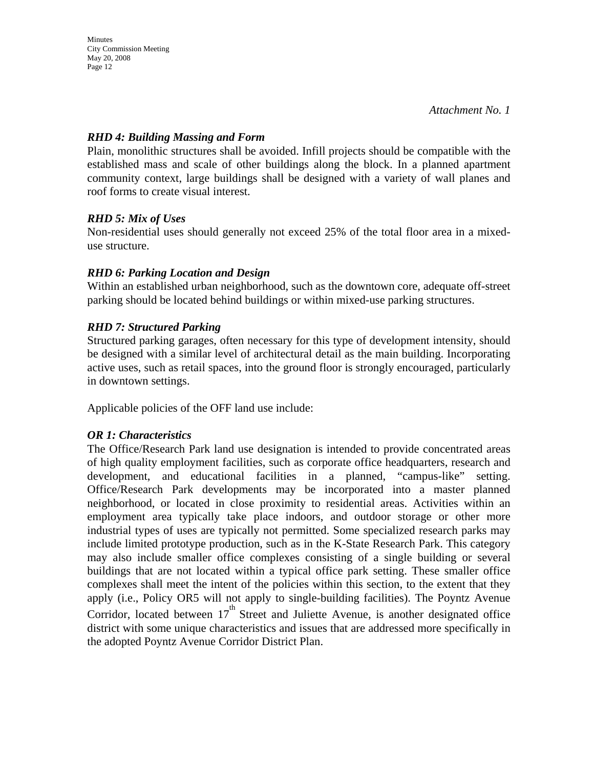*Attachment No. 1*

***RHD 4: Building Massing and Form***

Plain, monolithic structures shall be avoided. Infill projects should be compatible with the established mass and scale of other buildings along the block. In a planned apartment community context, large buildings shall be designed with a variety of wall planes and roof forms to create visual interest.

***RHD 5: Mix of Uses***

Non-residential uses should generally not exceed 25% of the total floor area in a mixed-use structure.

***RHD 6: Parking Location and Design***

Within an established urban neighborhood, such as the downtown core, adequate off-street parking should be located behind buildings or within mixed-use parking structures.

***RHD 7: Structured Parking***

Structured parking garages, often necessary for this type of development intensity, should be designed with a similar level of architectural detail as the main building. Incorporating active uses, such as retail spaces, into the ground floor is strongly encouraged, particularly in downtown settings.

Applicable policies of the OFF land use include:

***OR 1: Characteristics***

The Office/Research Park land use designation is intended to provide concentrated areas of high quality employment facilities, such as corporate office headquarters, research and development, and educational facilities in a planned, "campus-like" setting. Office/Research Park developments may be incorporated into a master planned neighborhood, or located in close proximity to residential areas. Activities within an employment area typically take place indoors, and outdoor storage or other more industrial types of uses are typically not permitted. Some specialized research parks may include limited prototype production, such as in the K-State Research Park. This category may also include smaller office complexes consisting of a single building or several buildings that are not located within a typical office park setting. These smaller office complexes shall meet the intent of the policies within this section, to the extent that they apply (i.e., Policy OR5 will not apply to single-building facilities). The Poyntz Avenue Corridor, located between 17th Street and Juliette Avenue, is another designated office district with some unique characteristics and issues that are addressed more specifically in the adopted Poyntz Avenue Corridor District Plan.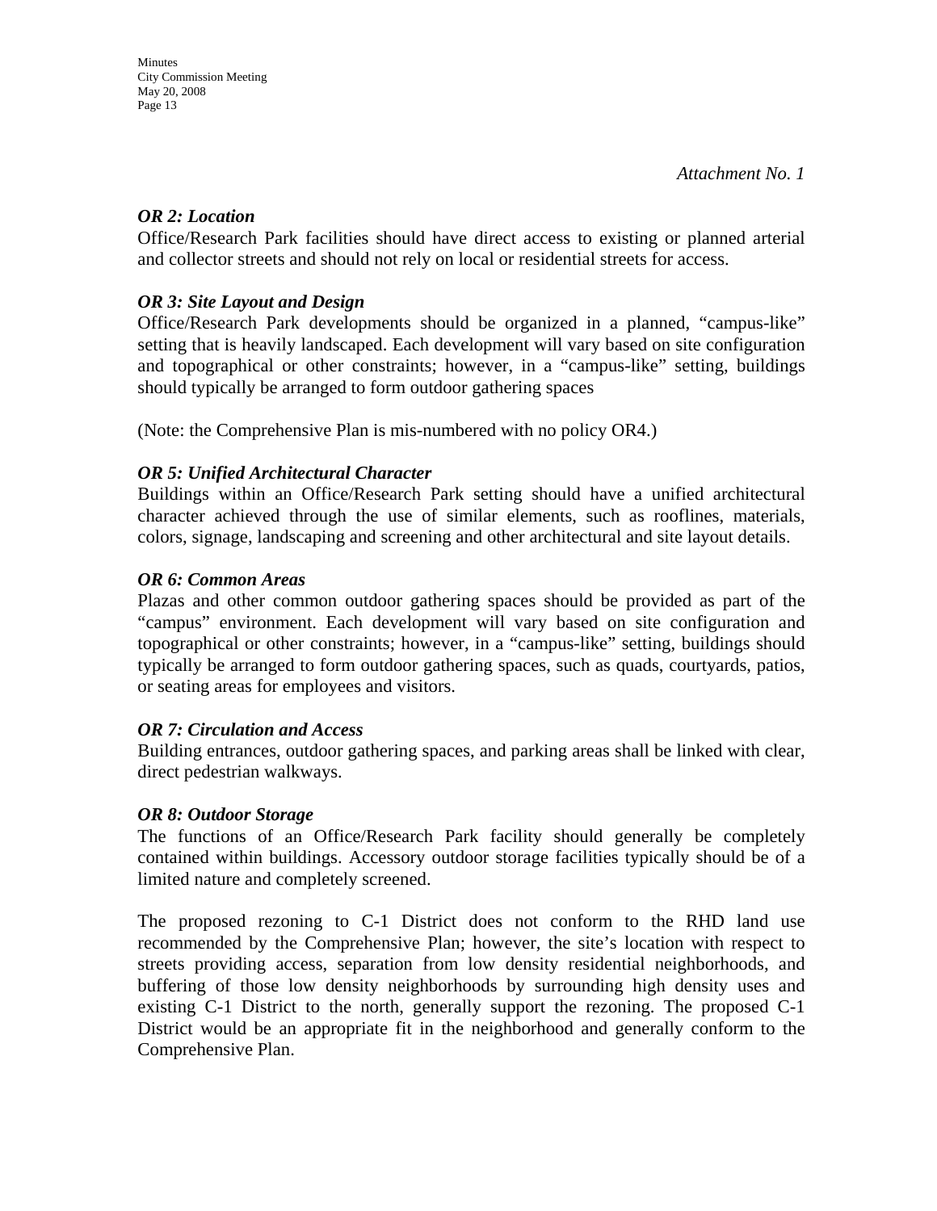*Attachment No. 1*

***OR 2: Location***

Office/Research Park facilities should have direct access to existing or planned arterial and collector streets and should not rely on local or residential streets for access.

***OR 3: Site Layout and Design***

Office/Research Park developments should be organized in a planned, "campus-like" setting that is heavily landscaped. Each development will vary based on site configuration and topographical or other constraints; however, in a "campus-like" setting, buildings should typically be arranged to form outdoor gathering spaces

(Note: the Comprehensive Plan is mis-numbered with no policy OR4.)

***OR 5: Unified Architectural Character***

Buildings within an Office/Research Park setting should have a unified architectural character achieved through the use of similar elements, such as rooflines, materials, colors, signage, landscaping and screening and other architectural and site layout details.

***OR 6: Common Areas***

Plazas and other common outdoor gathering spaces should be provided as part of the "campus" environment. Each development will vary based on site configuration and topographical or other constraints; however, in a "campus-like" setting, buildings should typically be arranged to form outdoor gathering spaces, such as quads, courtyards, patios, or seating areas for employees and visitors.

***OR 7: Circulation and Access***

Building entrances, outdoor gathering spaces, and parking areas shall be linked with clear, direct pedestrian walkways.

***OR 8: Outdoor Storage***

The functions of an Office/Research Park facility should generally be completely contained within buildings. Accessory outdoor storage facilities typically should be of a limited nature and completely screened.

The proposed rezoning to C-1 District does not conform to the RHD land use recommended by the Comprehensive Plan; however, the site's location with respect to streets providing access, separation from low density residential neighborhoods, and buffering of those low density neighborhoods by surrounding high density uses and existing C-1 District to the north, generally support the rezoning. The proposed C-1 District would be an appropriate fit in the neighborhood and generally conform to the Comprehensive Plan.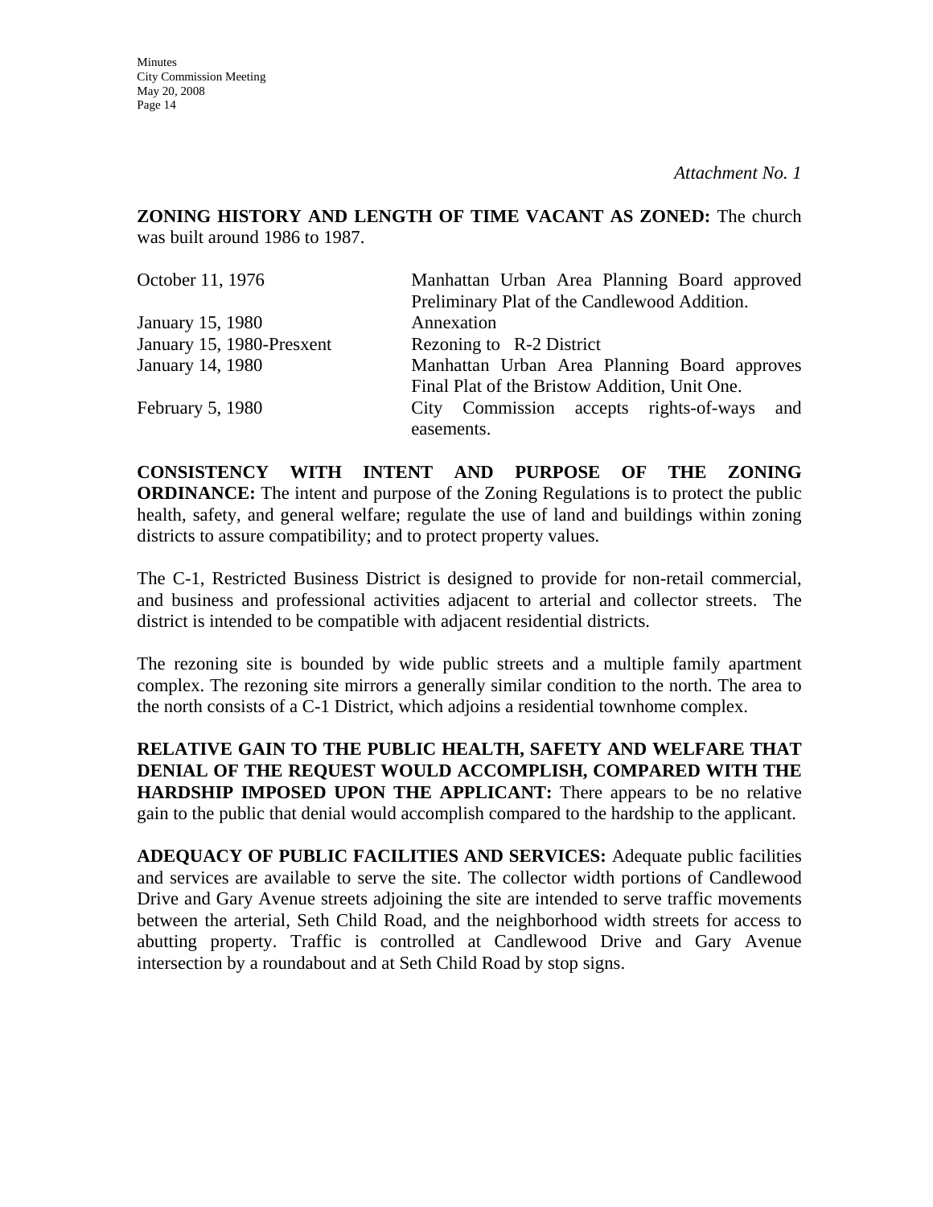*Attachment No. 1*

**ZONING HISTORY AND LENGTH OF TIME VACANT AS ZONED:** The church was built around 1986 to 1987.

| | |
|---|---|
| October 11, 1976 | Manhattan Urban Area Planning Board approved Preliminary Plat of the Candlewood Addition. |
| January 15, 1980 | Annexation |
| January 15, 1980-Presxent | Rezoning to R-2 District |
| January 14, 1980 | Manhattan Urban Area Planning Board approves Final Plat of the Bristow Addition, Unit One. |
| February 5, 1980 | City Commission accepts rights-of-ways and easements. |

**CONSISTENCY WITH INTENT AND PURPOSE OF THE ZONING ORDINANCE:** The intent and purpose of the Zoning Regulations is to protect the public health, safety, and general welfare; regulate the use of land and buildings within zoning districts to assure compatibility; and to protect property values.

The C-1, Restricted Business District is designed to provide for non-retail commercial, and business and professional activities adjacent to arterial and collector streets. The district is intended to be compatible with adjacent residential districts.

The rezoning site is bounded by wide public streets and a multiple family apartment complex. The rezoning site mirrors a generally similar condition to the north. The area to the north consists of a C-1 District, which adjoins a residential townhome complex.

**RELATIVE GAIN TO THE PUBLIC HEALTH, SAFETY AND WELFARE THAT DENIAL OF THE REQUEST WOULD ACCOMPLISH, COMPARED WITH THE HARDSHIP IMPOSED UPON THE APPLICANT:** There appears to be no relative gain to the public that denial would accomplish compared to the hardship to the applicant.

**ADEQUACY OF PUBLIC FACILITIES AND SERVICES:** Adequate public facilities and services are available to serve the site. The collector width portions of Candlewood Drive and Gary Avenue streets adjoining the site are intended to serve traffic movements between the arterial, Seth Child Road, and the neighborhood width streets for access to abutting property. Traffic is controlled at Candlewood Drive and Gary Avenue intersection by a roundabout and at Seth Child Road by stop signs.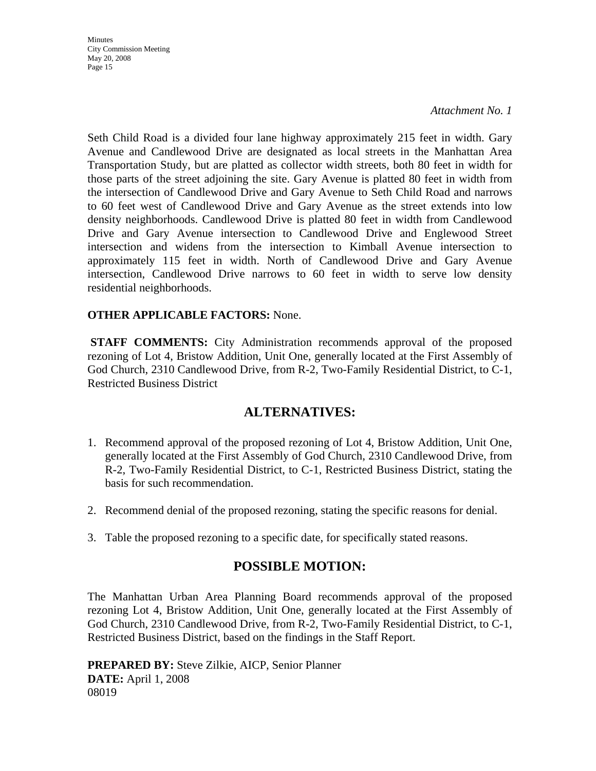*Attachment No. 1*

Seth Child Road is a divided four lane highway approximately 215 feet in width. Gary Avenue and Candlewood Drive are designated as local streets in the Manhattan Area Transportation Study, but are platted as collector width streets, both 80 feet in width for those parts of the street adjoining the site. Gary Avenue is platted 80 feet in width from the intersection of Candlewood Drive and Gary Avenue to Seth Child Road and narrows to 60 feet west of Candlewood Drive and Gary Avenue as the street extends into low density neighborhoods. Candlewood Drive is platted 80 feet in width from Candlewood Drive and Gary Avenue intersection to Candlewood Drive and Englewood Street intersection and widens from the intersection to Kimball Avenue intersection to approximately 115 feet in width. North of Candlewood Drive and Gary Avenue intersection, Candlewood Drive narrows to 60 feet in width to serve low density residential neighborhoods.

**OTHER APPLICABLE FACTORS:** None.

**STAFF COMMENTS:** City Administration recommends approval of the proposed rezoning of Lot 4, Bristow Addition, Unit One, generally located at the First Assembly of God Church, 2310 Candlewood Drive, from R-2, Two-Family Residential District, to C-1, Restricted Business District

## ALTERNATIVES:

1. Recommend approval of the proposed rezoning of Lot 4, Bristow Addition, Unit One, generally located at the First Assembly of God Church, 2310 Candlewood Drive, from R-2, Two-Family Residential District, to C-1, Restricted Business District, stating the basis for such recommendation.

2. Recommend denial of the proposed rezoning, stating the specific reasons for denial.

3. Table the proposed rezoning to a specific date, for specifically stated reasons.

## POSSIBLE MOTION:

The Manhattan Urban Area Planning Board recommends approval of the proposed rezoning Lot 4, Bristow Addition, Unit One, generally located at the First Assembly of God Church, 2310 Candlewood Drive, from R-2, Two-Family Residential District, to C-1, Restricted Business District, based on the findings in the Staff Report.

**PREPARED BY:** Steve Zilkie, AICP, Senior Planner
**DATE:** April 1, 2008
08019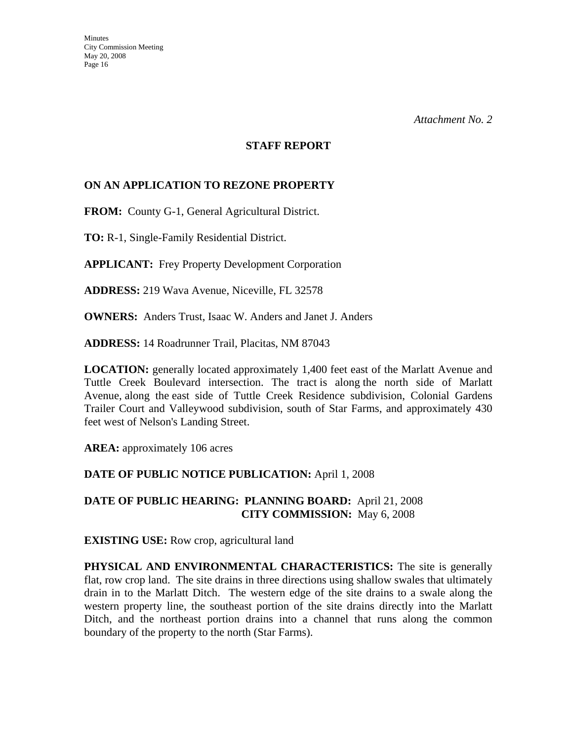*Attachment No. 2*

**STAFF REPORT**

**ON AN APPLICATION TO REZONE PROPERTY**

**FROM:** County G-1, General Agricultural District.

**TO:** R-1, Single-Family Residential District.

**APPLICANT:** Frey Property Development Corporation

**ADDRESS:** 219 Wava Avenue, Niceville, FL 32578

**OWNERS:** Anders Trust, Isaac W. Anders and Janet J. Anders

**ADDRESS:** 14 Roadrunner Trail, Placitas, NM 87043

**LOCATION:** generally located approximately 1,400 feet east of the Marlatt Avenue and Tuttle Creek Boulevard intersection. The tract is along the north side of Marlatt Avenue, along the east side of Tuttle Creek Residence subdivision, Colonial Gardens Trailer Court and Valleywood subdivision, south of Star Farms, and approximately 430 feet west of Nelson's Landing Street.

**AREA:** approximately 106 acres

**DATE OF PUBLIC NOTICE PUBLICATION:** April 1, 2008

**DATE OF PUBLIC HEARING: PLANNING BOARD:** April 21, 2008
**CITY COMMISSION:** May 6, 2008

**EXISTING USE:** Row crop, agricultural land

**PHYSICAL AND ENVIRONMENTAL CHARACTERISTICS:** The site is generally flat, row crop land. The site drains in three directions using shallow swales that ultimately drain in to the Marlatt Ditch. The western edge of the site drains to a swale along the western property line, the southeast portion of the site drains directly into the Marlatt Ditch, and the northeast portion drains into a channel that runs along the common boundary of the property to the north (Star Farms).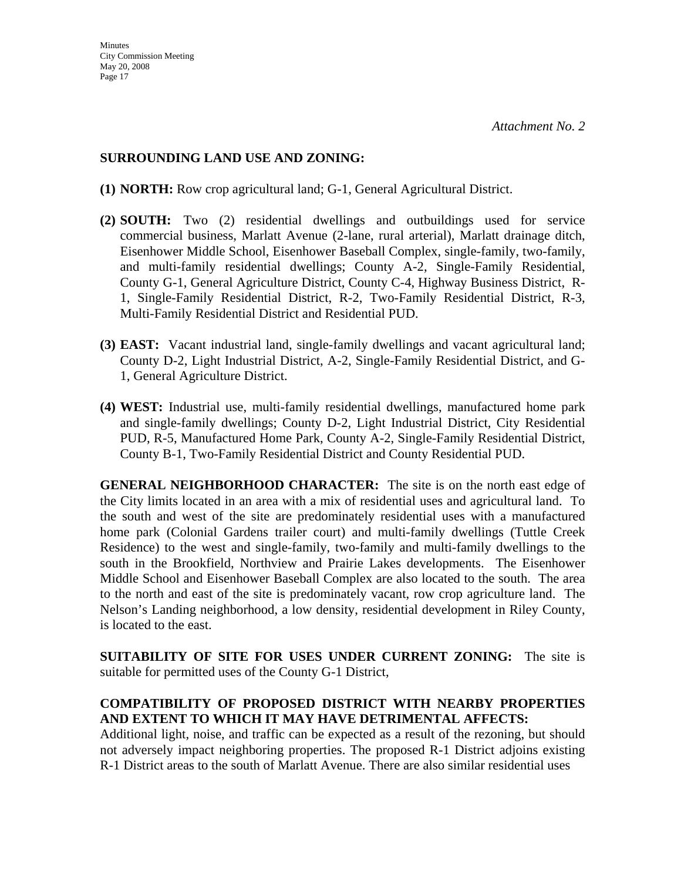*Attachment No. 2*

**SURROUNDING LAND USE AND ZONING:**

**(1) NORTH:** Row crop agricultural land; G-1, General Agricultural District.

**(2) SOUTH:** Two (2) residential dwellings and outbuildings used for service commercial business, Marlatt Avenue (2-lane, rural arterial), Marlatt drainage ditch, Eisenhower Middle School, Eisenhower Baseball Complex, single-family, two-family, and multi-family residential dwellings; County A-2, Single-Family Residential, County G-1, General Agriculture District, County C-4, Highway Business District, R-1, Single-Family Residential District, R-2, Two-Family Residential District, R-3, Multi-Family Residential District and Residential PUD.

**(3) EAST:** Vacant industrial land, single-family dwellings and vacant agricultural land; County D-2, Light Industrial District, A-2, Single-Family Residential District, and G-1, General Agriculture District.

**(4) WEST:** Industrial use, multi-family residential dwellings, manufactured home park and single-family dwellings; County D-2, Light Industrial District, City Residential PUD, R-5, Manufactured Home Park, County A-2, Single-Family Residential District, County B-1, Two-Family Residential District and County Residential PUD.

**GENERAL NEIGHBORHOOD CHARACTER:** The site is on the north east edge of the City limits located in an area with a mix of residential uses and agricultural land. To the south and west of the site are predominately residential uses with a manufactured home park (Colonial Gardens trailer court) and multi-family dwellings (Tuttle Creek Residence) to the west and single-family, two-family and multi-family dwellings to the south in the Brookfield, Northview and Prairie Lakes developments. The Eisenhower Middle School and Eisenhower Baseball Complex are also located to the south. The area to the north and east of the site is predominately vacant, row crop agriculture land. The Nelson's Landing neighborhood, a low density, residential development in Riley County, is located to the east.

**SUITABILITY OF SITE FOR USES UNDER CURRENT ZONING:** The site is suitable for permitted uses of the County G-1 District,

**COMPATIBILITY OF PROPOSED DISTRICT WITH NEARBY PROPERTIES AND EXTENT TO WHICH IT MAY HAVE DETRIMENTAL AFFECTS:**
Additional light, noise, and traffic can be expected as a result of the rezoning, but should not adversely impact neighboring properties. The proposed R-1 District adjoins existing R-1 District areas to the south of Marlatt Avenue. There are also similar residential uses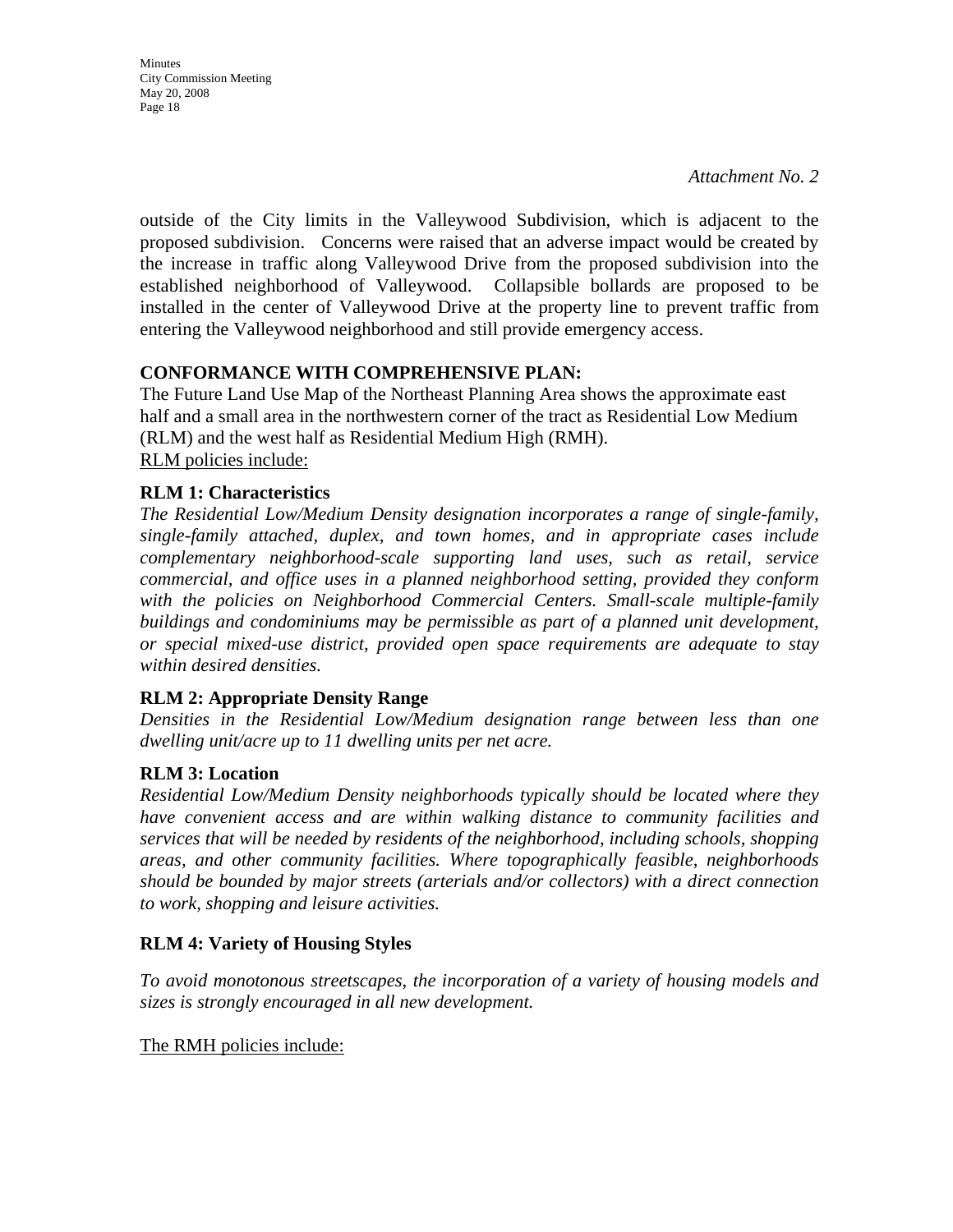*Attachment No. 2*

outside of the City limits in the Valleywood Subdivision, which is adjacent to the proposed subdivision. Concerns were raised that an adverse impact would be created by the increase in traffic along Valleywood Drive from the proposed subdivision into the established neighborhood of Valleywood. Collapsible bollards are proposed to be installed in the center of Valleywood Drive at the property line to prevent traffic from entering the Valleywood neighborhood and still provide emergency access.

**CONFORMANCE WITH COMPREHENSIVE PLAN:**

The Future Land Use Map of the Northeast Planning Area shows the approximate east half and a small area in the northwestern corner of the tract as Residential Low Medium (RLM) and the west half as Residential Medium High (RMH).

<u>RLM policies include:</u>

**RLM 1: Characteristics**

*The Residential Low/Medium Density designation incorporates a range of single-family, single-family attached, duplex, and town homes, and in appropriate cases include complementary neighborhood-scale supporting land uses, such as retail, service commercial, and office uses in a planned neighborhood setting, provided they conform with the policies on Neighborhood Commercial Centers. Small-scale multiple-family buildings and condominiums may be permissible as part of a planned unit development, or special mixed-use district, provided open space requirements are adequate to stay within desired densities.*

**RLM 2: Appropriate Density Range**

*Densities in the Residential Low/Medium designation range between less than one dwelling unit/acre up to 11 dwelling units per net acre.*

**RLM 3: Location**

*Residential Low/Medium Density neighborhoods typically should be located where they have convenient access and are within walking distance to community facilities and services that will be needed by residents of the neighborhood, including schools, shopping areas, and other community facilities. Where topographically feasible, neighborhoods should be bounded by major streets (arterials and/or collectors) with a direct connection to work, shopping and leisure activities.*

**RLM 4: Variety of Housing Styles**

*To avoid monotonous streetscapes, the incorporation of a variety of housing models and sizes is strongly encouraged in all new development.*

<u>The RMH policies include:</u>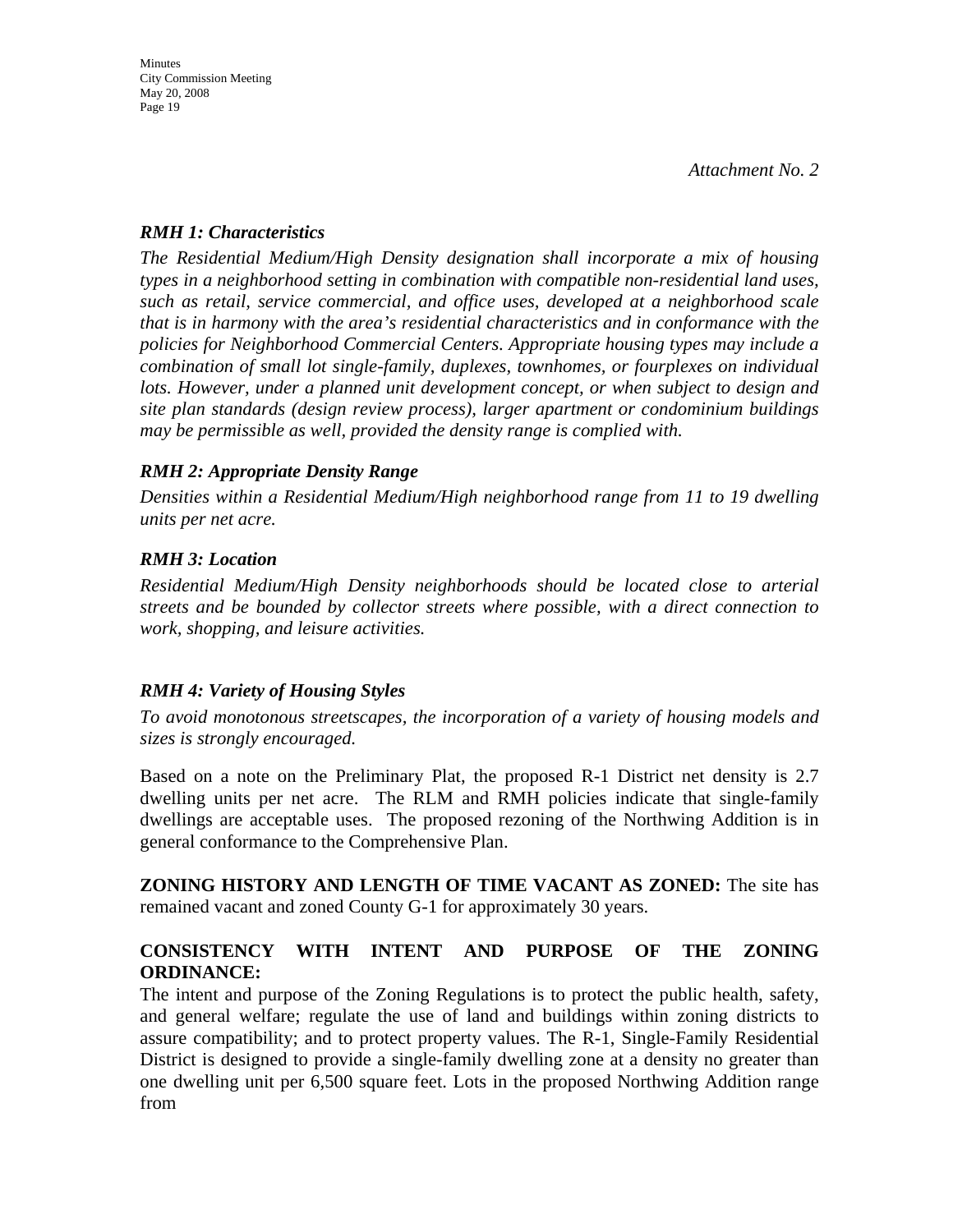*Attachment No. 2*

***RMH 1: Characteristics***

*The Residential Medium/High Density designation shall incorporate a mix of housing types in a neighborhood setting in combination with compatible non-residential land uses, such as retail, service commercial, and office uses, developed at a neighborhood scale that is in harmony with the area's residential characteristics and in conformance with the policies for Neighborhood Commercial Centers. Appropriate housing types may include a combination of small lot single-family, duplexes, townhomes, or fourplexes on individual lots. However, under a planned unit development concept, or when subject to design and site plan standards (design review process), larger apartment or condominium buildings may be permissible as well, provided the density range is complied with.*

***RMH 2: Appropriate Density Range***

*Densities within a Residential Medium/High neighborhood range from 11 to 19 dwelling units per net acre.*

***RMH 3: Location***

*Residential Medium/High Density neighborhoods should be located close to arterial streets and be bounded by collector streets where possible, with a direct connection to work, shopping, and leisure activities.*

***RMH 4: Variety of Housing Styles***

*To avoid monotonous streetscapes, the incorporation of a variety of housing models and sizes is strongly encouraged.*

Based on a note on the Preliminary Plat, the proposed R-1 District net density is 2.7 dwelling units per net acre. The RLM and RMH policies indicate that single-family dwellings are acceptable uses. The proposed rezoning of the Northwing Addition is in general conformance to the Comprehensive Plan.

**ZONING HISTORY AND LENGTH OF TIME VACANT AS ZONED:** The site has remained vacant and zoned County G-1 for approximately 30 years.

**CONSISTENCY WITH INTENT AND PURPOSE OF THE ZONING ORDINANCE:**

The intent and purpose of the Zoning Regulations is to protect the public health, safety, and general welfare; regulate the use of land and buildings within zoning districts to assure compatibility; and to protect property values. The R-1, Single-Family Residential District is designed to provide a single-family dwelling zone at a density no greater than one dwelling unit per 6,500 square feet. Lots in the proposed Northwing Addition range from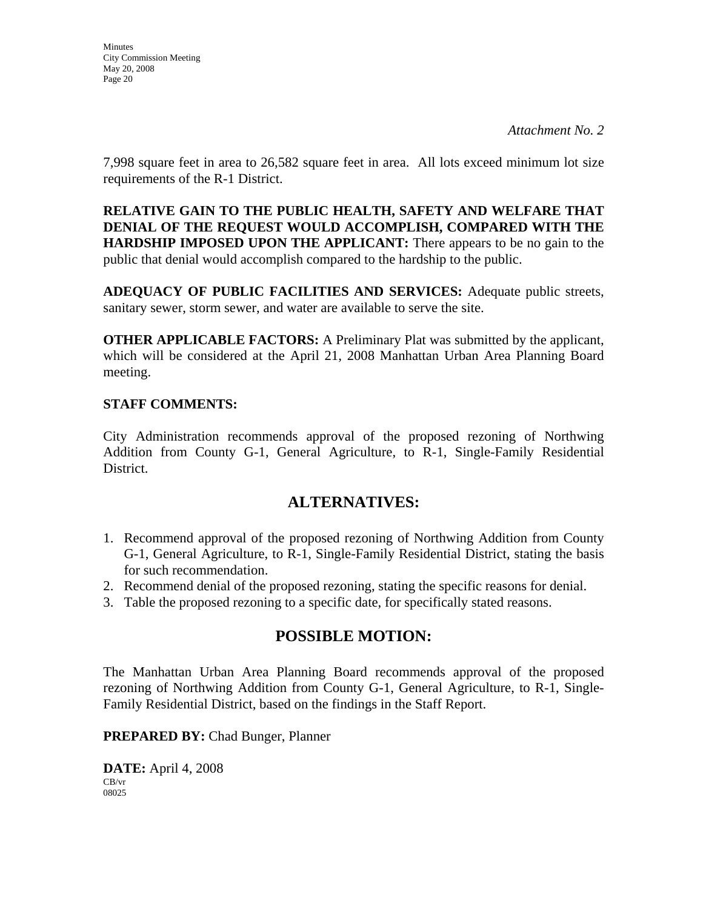*Attachment No. 2*

7,998 square feet in area to 26,582 square feet in area. All lots exceed minimum lot size requirements of the R-1 District.

**RELATIVE GAIN TO THE PUBLIC HEALTH, SAFETY AND WELFARE THAT DENIAL OF THE REQUEST WOULD ACCOMPLISH, COMPARED WITH THE HARDSHIP IMPOSED UPON THE APPLICANT:** There appears to be no gain to the public that denial would accomplish compared to the hardship to the public.

**ADEQUACY OF PUBLIC FACILITIES AND SERVICES:** Adequate public streets, sanitary sewer, storm sewer, and water are available to serve the site.

**OTHER APPLICABLE FACTORS:** A Preliminary Plat was submitted by the applicant, which will be considered at the April 21, 2008 Manhattan Urban Area Planning Board meeting.

**STAFF COMMENTS:**

City Administration recommends approval of the proposed rezoning of Northwing Addition from County G-1, General Agriculture, to R-1, Single-Family Residential District.

## ALTERNATIVES:

1. Recommend approval of the proposed rezoning of Northwing Addition from County G-1, General Agriculture, to R-1, Single-Family Residential District, stating the basis for such recommendation.
2. Recommend denial of the proposed rezoning, stating the specific reasons for denial.
3. Table the proposed rezoning to a specific date, for specifically stated reasons.

## POSSIBLE MOTION:

The Manhattan Urban Area Planning Board recommends approval of the proposed rezoning of Northwing Addition from County G-1, General Agriculture, to R-1, Single-Family Residential District, based on the findings in the Staff Report.

**PREPARED BY:** Chad Bunger, Planner

**DATE:** April 4, 2008

CB/vr
08025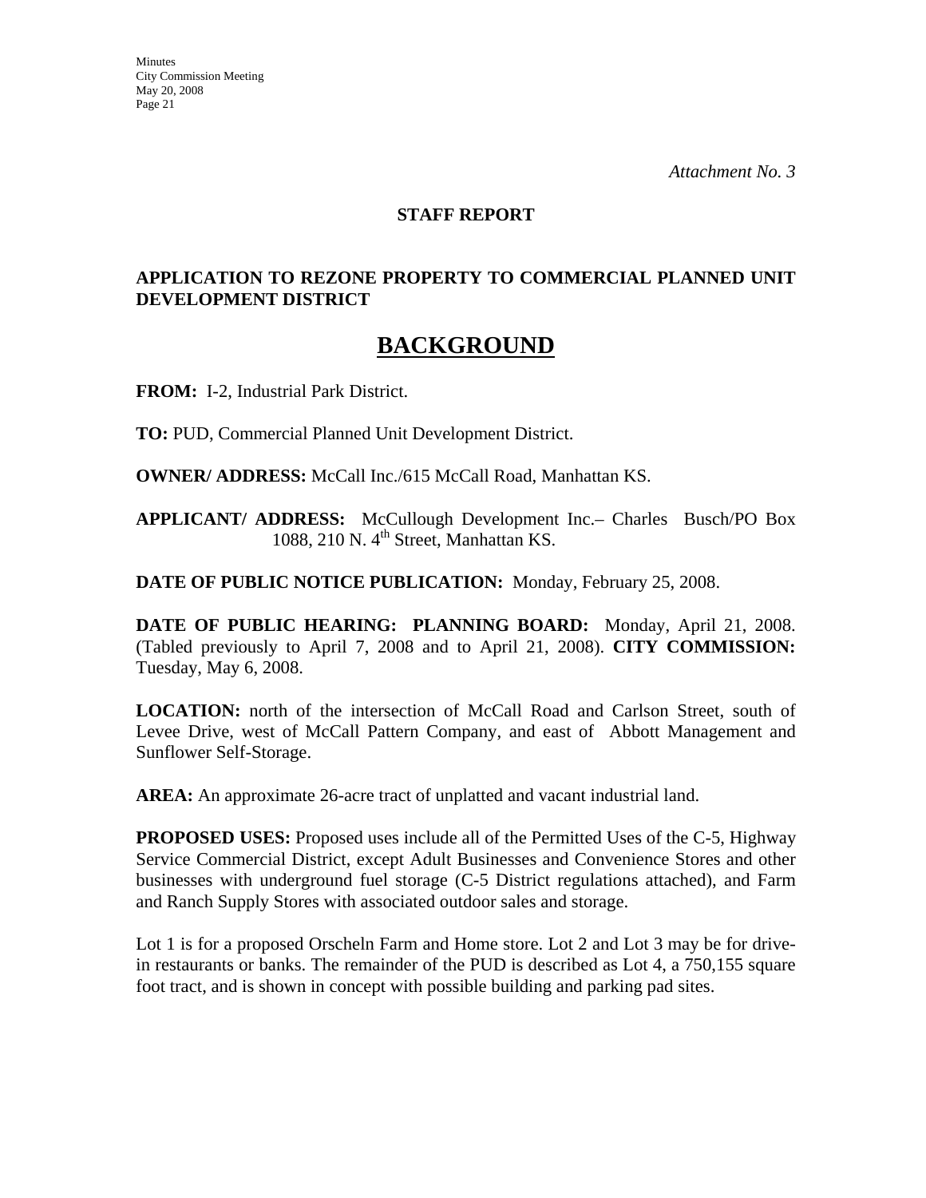*Attachment No. 3*

**STAFF REPORT**

**APPLICATION TO REZONE PROPERTY TO COMMERCIAL PLANNED UNIT DEVELOPMENT DISTRICT**

# BACKGROUND

**FROM:** I-2, Industrial Park District.

**TO:** PUD, Commercial Planned Unit Development District.

**OWNER/ ADDRESS:** McCall Inc./615 McCall Road, Manhattan KS.

**APPLICANT/ ADDRESS:** McCullough Development Inc.– Charles Busch/PO Box 1088, 210 N. 4th Street, Manhattan KS.

**DATE OF PUBLIC NOTICE PUBLICATION:** Monday, February 25, 2008.

**DATE OF PUBLIC HEARING: PLANNING BOARD:** Monday, April 21, 2008. (Tabled previously to April 7, 2008 and to April 21, 2008). **CITY COMMISSION:** Tuesday, May 6, 2008.

**LOCATION:** north of the intersection of McCall Road and Carlson Street, south of Levee Drive, west of McCall Pattern Company, and east of Abbott Management and Sunflower Self-Storage.

**AREA:** An approximate 26-acre tract of unplatted and vacant industrial land.

**PROPOSED USES:** Proposed uses include all of the Permitted Uses of the C-5, Highway Service Commercial District, except Adult Businesses and Convenience Stores and other businesses with underground fuel storage (C-5 District regulations attached), and Farm and Ranch Supply Stores with associated outdoor sales and storage.

Lot 1 is for a proposed Orscheln Farm and Home store. Lot 2 and Lot 3 may be for drive-in restaurants or banks. The remainder of the PUD is described as Lot 4, a 750,155 square foot tract, and is shown in concept with possible building and parking pad sites.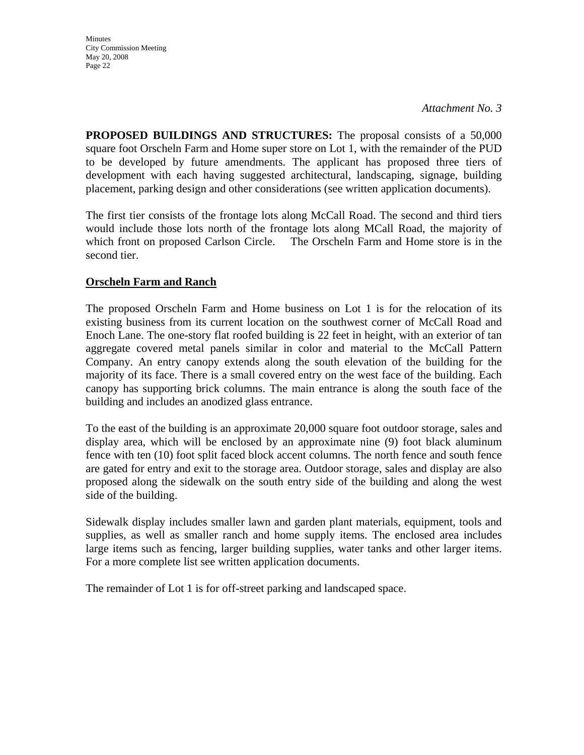*Attachment No. 3*

**PROPOSED BUILDINGS AND STRUCTURES:** The proposal consists of a 50,000 square foot Orscheln Farm and Home super store on Lot 1, with the remainder of the PUD to be developed by future amendments. The applicant has proposed three tiers of development with each having suggested architectural, landscaping, signage, building placement, parking design and other considerations (see written application documents).

The first tier consists of the frontage lots along McCall Road. The second and third tiers would include those lots north of the frontage lots along MCall Road, the majority of which front on proposed Carlson Circle. The Orscheln Farm and Home store is in the second tier.

**Orscheln Farm and Ranch**

The proposed Orscheln Farm and Home business on Lot 1 is for the relocation of its existing business from its current location on the southwest corner of McCall Road and Enoch Lane. The one-story flat roofed building is 22 feet in height, with an exterior of tan aggregate covered metal panels similar in color and material to the McCall Pattern Company. An entry canopy extends along the south elevation of the building for the majority of its face. There is a small covered entry on the west face of the building. Each canopy has supporting brick columns. The main entrance is along the south face of the building and includes an anodized glass entrance.

To the east of the building is an approximate 20,000 square foot outdoor storage, sales and display area, which will be enclosed by an approximate nine (9) foot black aluminum fence with ten (10) foot split faced block accent columns. The north fence and south fence are gated for entry and exit to the storage area. Outdoor storage, sales and display are also proposed along the sidewalk on the south entry side of the building and along the west side of the building.

Sidewalk display includes smaller lawn and garden plant materials, equipment, tools and supplies, as well as smaller ranch and home supply items. The enclosed area includes large items such as fencing, larger building supplies, water tanks and other larger items. For a more complete list see written application documents.

The remainder of Lot 1 is for off-street parking and landscaped space.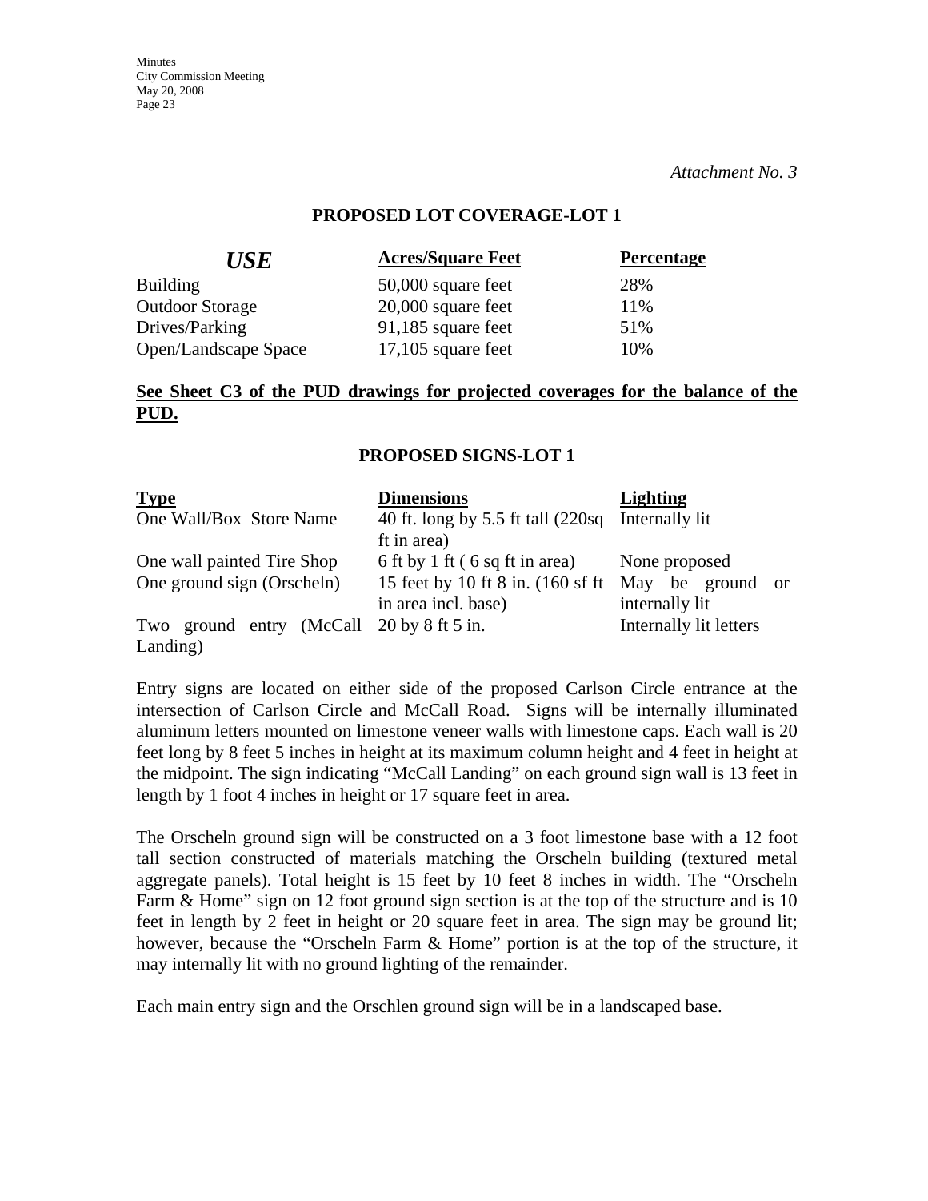*Attachment No. 3*

## PROPOSED LOT COVERAGE-LOT 1

| *USE* | Acres/Square Feet | Percentage |
|---|---|---|
| Building | 50,000 square feet | 28% |
| Outdoor Storage | 20,000 square feet | 11% |
| Drives/Parking | 91,185 square feet | 51% |
| Open/Landscape Space | 17,105 square feet | 10% |

**See Sheet C3 of the PUD drawings for projected coverages for the balance of the PUD.**

## PROPOSED SIGNS-LOT 1

| Type | Dimensions | Lighting |
|---|---|---|
| One Wall/Box Store Name | 40 ft. long by 5.5 ft tall (220sq ft in area) | Internally lit |
| One wall painted Tire Shop | 6 ft by 1 ft ( 6 sq ft in area) | None proposed |
| One ground sign (Orscheln) | 15 feet by 10 ft 8 in. (160 sf ft in area incl. base) | May be ground or internally lit |
| Two ground entry (McCall Landing) | 20 by 8 ft 5 in. | Internally lit letters |

Entry signs are located on either side of the proposed Carlson Circle entrance at the intersection of Carlson Circle and McCall Road. Signs will be internally illuminated aluminum letters mounted on limestone veneer walls with limestone caps. Each wall is 20 feet long by 8 feet 5 inches in height at its maximum column height and 4 feet in height at the midpoint. The sign indicating "McCall Landing" on each ground sign wall is 13 feet in length by 1 foot 4 inches in height or 17 square feet in area.

The Orscheln ground sign will be constructed on a 3 foot limestone base with a 12 foot tall section constructed of materials matching the Orscheln building (textured metal aggregate panels). Total height is 15 feet by 10 feet 8 inches in width. The "Orscheln Farm & Home" sign on 12 foot ground sign section is at the top of the structure and is 10 feet in length by 2 feet in height or 20 square feet in area. The sign may be ground lit; however, because the "Orscheln Farm & Home" portion is at the top of the structure, it may internally lit with no ground lighting of the remainder.

Each main entry sign and the Orschlen ground sign will be in a landscaped base.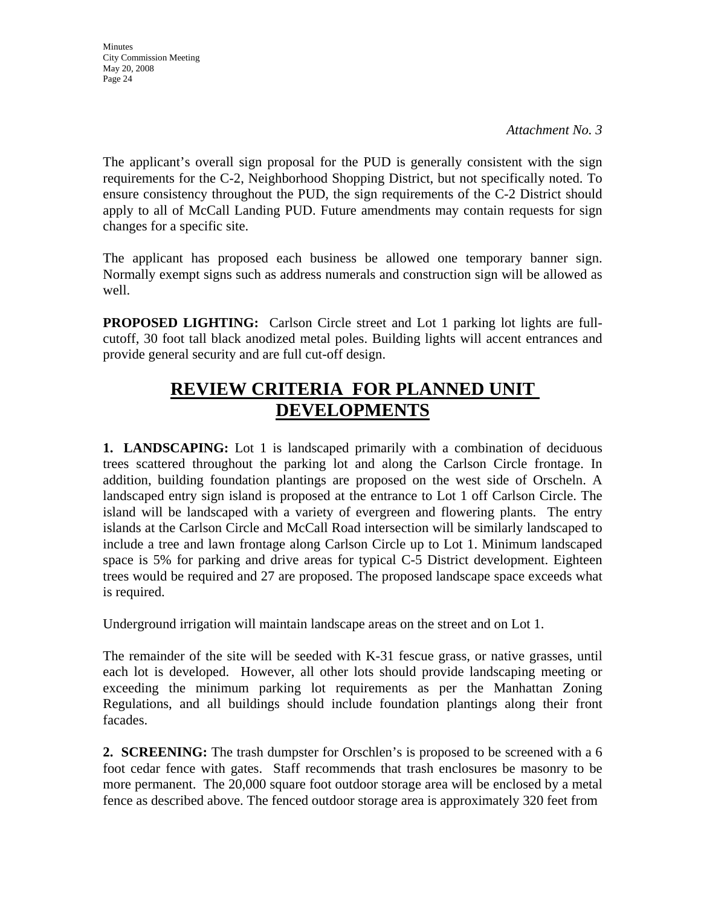*Attachment No. 3*

The applicant's overall sign proposal for the PUD is generally consistent with the sign requirements for the C-2, Neighborhood Shopping District, but not specifically noted. To ensure consistency throughout the PUD, the sign requirements of the C-2 District should apply to all of McCall Landing PUD. Future amendments may contain requests for sign changes for a specific site.

The applicant has proposed each business be allowed one temporary banner sign. Normally exempt signs such as address numerals and construction sign will be allowed as well.

**PROPOSED LIGHTING:** Carlson Circle street and Lot 1 parking lot lights are full-cutoff, 30 foot tall black anodized metal poles. Building lights will accent entrances and provide general security and are full cut-off design.

## REVIEW CRITERIA FOR PLANNED UNIT DEVELOPMENTS

**1. LANDSCAPING:** Lot 1 is landscaped primarily with a combination of deciduous trees scattered throughout the parking lot and along the Carlson Circle frontage. In addition, building foundation plantings are proposed on the west side of Orscheln. A landscaped entry sign island is proposed at the entrance to Lot 1 off Carlson Circle. The island will be landscaped with a variety of evergreen and flowering plants. The entry islands at the Carlson Circle and McCall Road intersection will be similarly landscaped to include a tree and lawn frontage along Carlson Circle up to Lot 1. Minimum landscaped space is 5% for parking and drive areas for typical C-5 District development. Eighteen trees would be required and 27 are proposed. The proposed landscape space exceeds what is required.

Underground irrigation will maintain landscape areas on the street and on Lot 1.

The remainder of the site will be seeded with K-31 fescue grass, or native grasses, until each lot is developed. However, all other lots should provide landscaping meeting or exceeding the minimum parking lot requirements as per the Manhattan Zoning Regulations, and all buildings should include foundation plantings along their front facades.

**2. SCREENING:** The trash dumpster for Orschlen's is proposed to be screened with a 6 foot cedar fence with gates. Staff recommends that trash enclosures be masonry to be more permanent. The 20,000 square foot outdoor storage area will be enclosed by a metal fence as described above. The fenced outdoor storage area is approximately 320 feet from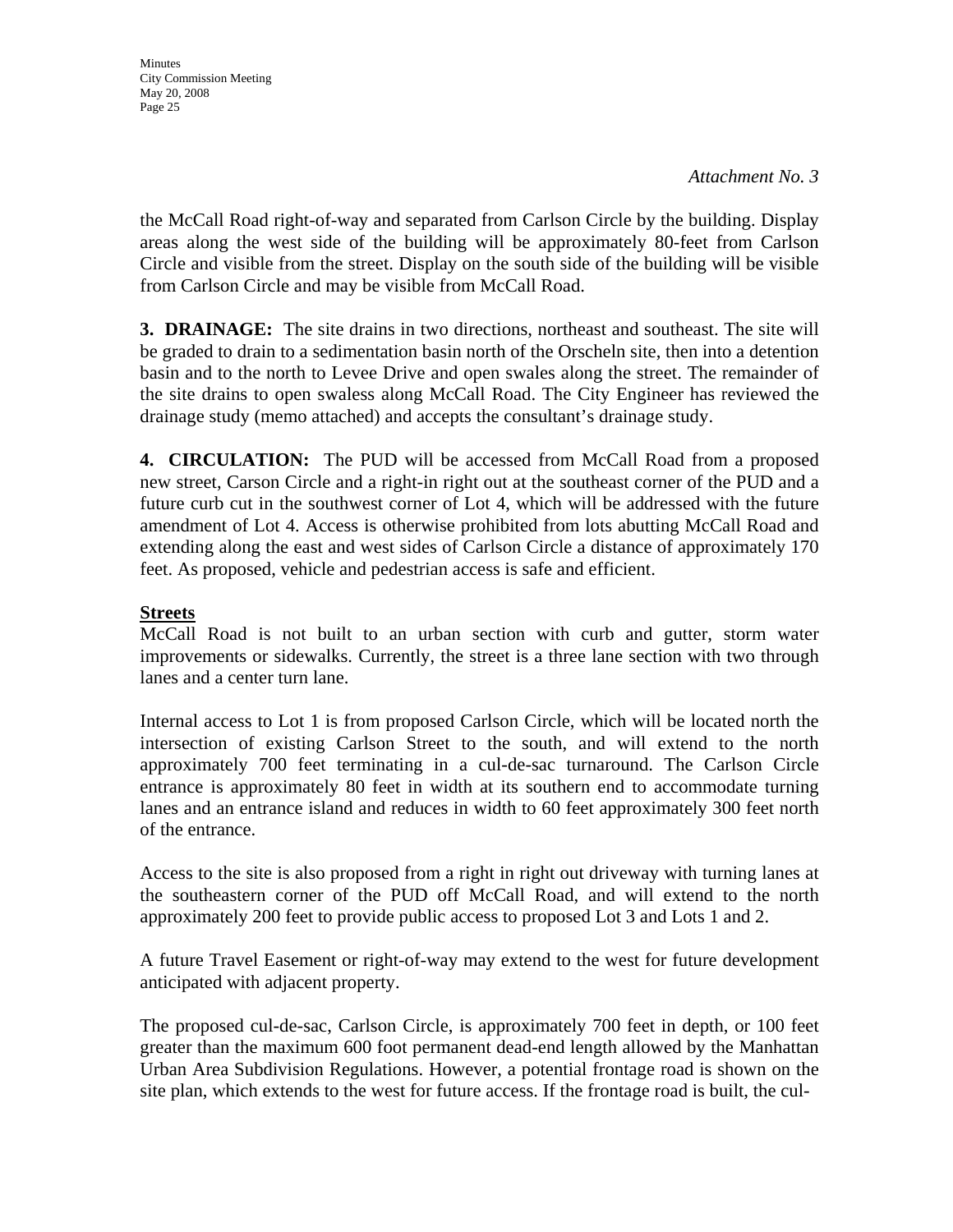*Attachment No. 3*

the McCall Road right-of-way and separated from Carlson Circle by the building. Display areas along the west side of the building will be approximately 80-feet from Carlson Circle and visible from the street. Display on the south side of the building will be visible from Carlson Circle and may be visible from McCall Road.

**3. DRAINAGE:** The site drains in two directions, northeast and southeast. The site will be graded to drain to a sedimentation basin north of the Orscheln site, then into a detention basin and to the north to Levee Drive and open swales along the street. The remainder of the site drains to open swaless along McCall Road. The City Engineer has reviewed the drainage study (memo attached) and accepts the consultant's drainage study.

**4. CIRCULATION:** The PUD will be accessed from McCall Road from a proposed new street, Carson Circle and a right-in right out at the southeast corner of the PUD and a future curb cut in the southwest corner of Lot 4, which will be addressed with the future amendment of Lot 4. Access is otherwise prohibited from lots abutting McCall Road and extending along the east and west sides of Carlson Circle a distance of approximately 170 feet. As proposed, vehicle and pedestrian access is safe and efficient.

**Streets**

McCall Road is not built to an urban section with curb and gutter, storm water improvements or sidewalks. Currently, the street is a three lane section with two through lanes and a center turn lane.

Internal access to Lot 1 is from proposed Carlson Circle, which will be located north the intersection of existing Carlson Street to the south, and will extend to the north approximately 700 feet terminating in a cul-de-sac turnaround. The Carlson Circle entrance is approximately 80 feet in width at its southern end to accommodate turning lanes and an entrance island and reduces in width to 60 feet approximately 300 feet north of the entrance.

Access to the site is also proposed from a right in right out driveway with turning lanes at the southeastern corner of the PUD off McCall Road, and will extend to the north approximately 200 feet to provide public access to proposed Lot 3 and Lots 1 and 2.

A future Travel Easement or right-of-way may extend to the west for future development anticipated with adjacent property.

The proposed cul-de-sac, Carlson Circle, is approximately 700 feet in depth, or 100 feet greater than the maximum 600 foot permanent dead-end length allowed by the Manhattan Urban Area Subdivision Regulations. However, a potential frontage road is shown on the site plan, which extends to the west for future access. If the frontage road is built, the cul-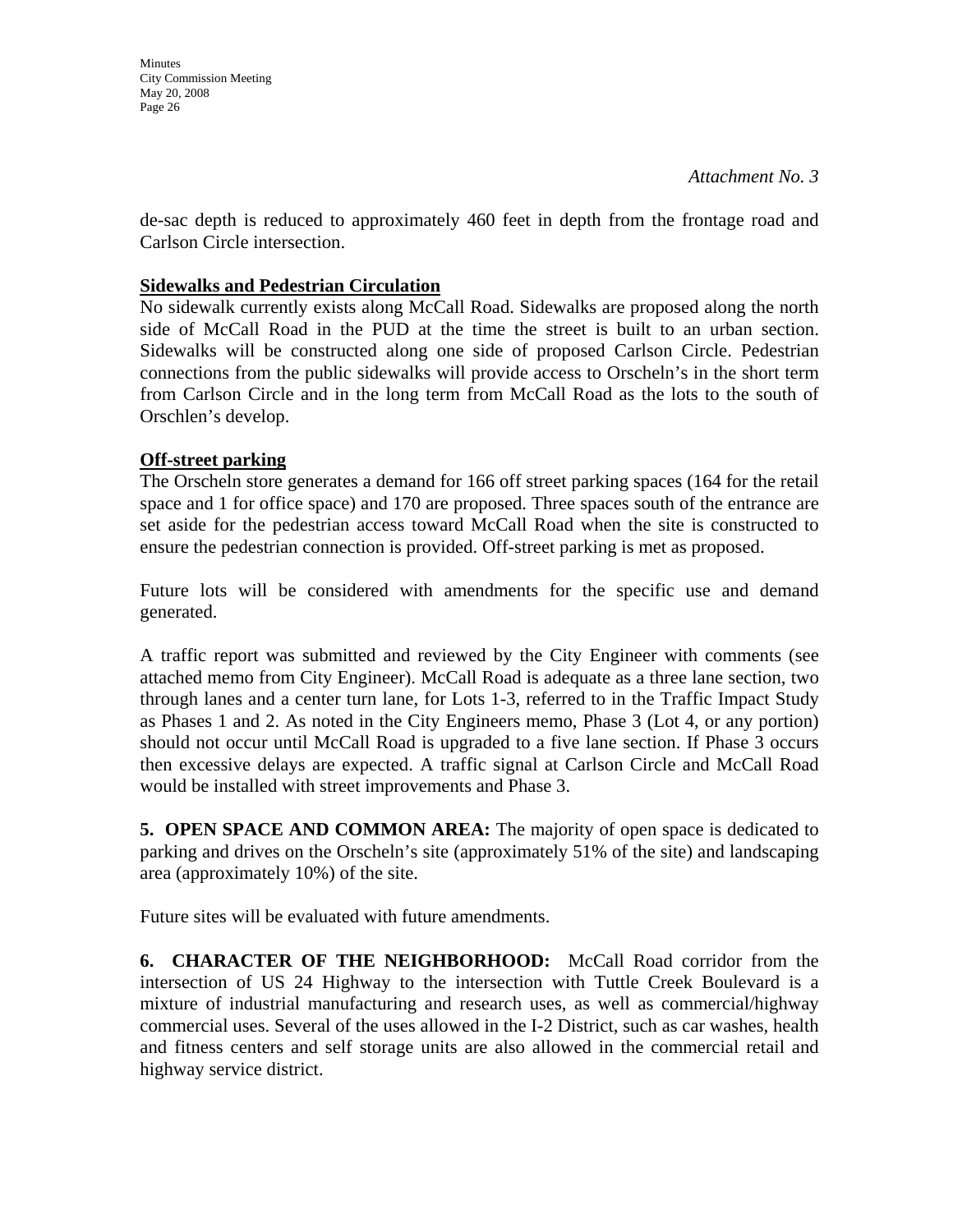*Attachment No. 3*

de-sac depth is reduced to approximately 460 feet in depth from the frontage road and Carlson Circle intersection.

**Sidewalks and Pedestrian Circulation**

No sidewalk currently exists along McCall Road. Sidewalks are proposed along the north side of McCall Road in the PUD at the time the street is built to an urban section. Sidewalks will be constructed along one side of proposed Carlson Circle. Pedestrian connections from the public sidewalks will provide access to Orscheln's in the short term from Carlson Circle and in the long term from McCall Road as the lots to the south of Orschlen's develop.

**Off-street parking**

The Orscheln store generates a demand for 166 off street parking spaces (164 for the retail space and 1 for office space) and 170 are proposed. Three spaces south of the entrance are set aside for the pedestrian access toward McCall Road when the site is constructed to ensure the pedestrian connection is provided. Off-street parking is met as proposed.

Future lots will be considered with amendments for the specific use and demand generated.

A traffic report was submitted and reviewed by the City Engineer with comments (see attached memo from City Engineer). McCall Road is adequate as a three lane section, two through lanes and a center turn lane, for Lots 1-3, referred to in the Traffic Impact Study as Phases 1 and 2. As noted in the City Engineers memo, Phase 3 (Lot 4, or any portion) should not occur until McCall Road is upgraded to a five lane section. If Phase 3 occurs then excessive delays are expected. A traffic signal at Carlson Circle and McCall Road would be installed with street improvements and Phase 3.

**5. OPEN SPACE AND COMMON AREA:** The majority of open space is dedicated to parking and drives on the Orscheln's site (approximately 51% of the site) and landscaping area (approximately 10%) of the site.

Future sites will be evaluated with future amendments.

**6. CHARACTER OF THE NEIGHBORHOOD:** McCall Road corridor from the intersection of US 24 Highway to the intersection with Tuttle Creek Boulevard is a mixture of industrial manufacturing and research uses, as well as commercial/highway commercial uses. Several of the uses allowed in the I-2 District, such as car washes, health and fitness centers and self storage units are also allowed in the commercial retail and highway service district.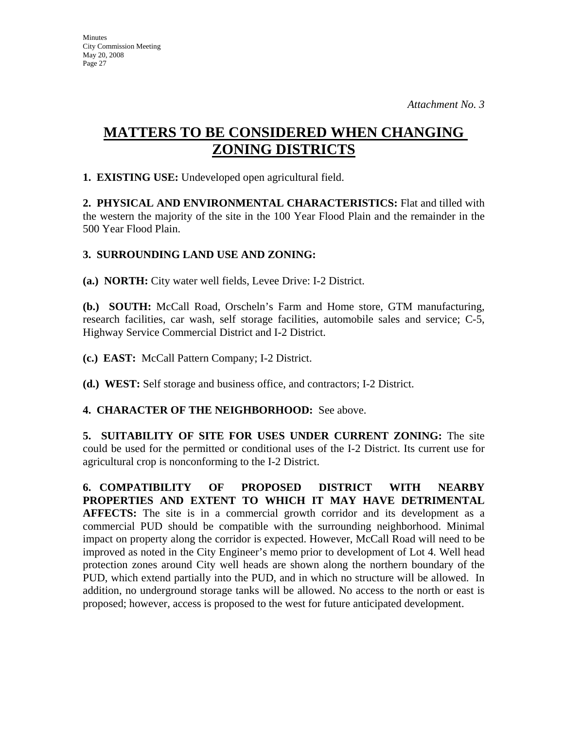*Attachment No. 3*

# MATTERS TO BE CONSIDERED WHEN CHANGING ZONING DISTRICTS

**1. EXISTING USE:** Undeveloped open agricultural field.

**2. PHYSICAL AND ENVIRONMENTAL CHARACTERISTICS:** Flat and tilled with the western the majority of the site in the 100 Year Flood Plain and the remainder in the 500 Year Flood Plain.

**3. SURROUNDING LAND USE AND ZONING:**

**(a.) NORTH:** City water well fields, Levee Drive: I-2 District.

**(b.) SOUTH:** McCall Road, Orscheln's Farm and Home store, GTM manufacturing, research facilities, car wash, self storage facilities, automobile sales and service; C-5, Highway Service Commercial District and I-2 District.

**(c.) EAST:** McCall Pattern Company; I-2 District.

**(d.) WEST:** Self storage and business office, and contractors; I-2 District.

**4. CHARACTER OF THE NEIGHBORHOOD:** See above.

**5. SUITABILITY OF SITE FOR USES UNDER CURRENT ZONING:** The site could be used for the permitted or conditional uses of the I-2 District. Its current use for agricultural crop is nonconforming to the I-2 District.

**6. COMPATIBILITY OF PROPOSED DISTRICT WITH NEARBY PROPERTIES AND EXTENT TO WHICH IT MAY HAVE DETRIMENTAL AFFECTS:** The site is in a commercial growth corridor and its development as a commercial PUD should be compatible with the surrounding neighborhood. Minimal impact on property along the corridor is expected. However, McCall Road will need to be improved as noted in the City Engineer's memo prior to development of Lot 4. Well head protection zones around City well heads are shown along the northern boundary of the PUD, which extend partially into the PUD, and in which no structure will be allowed. In addition, no underground storage tanks will be allowed. No access to the north or east is proposed; however, access is proposed to the west for future anticipated development.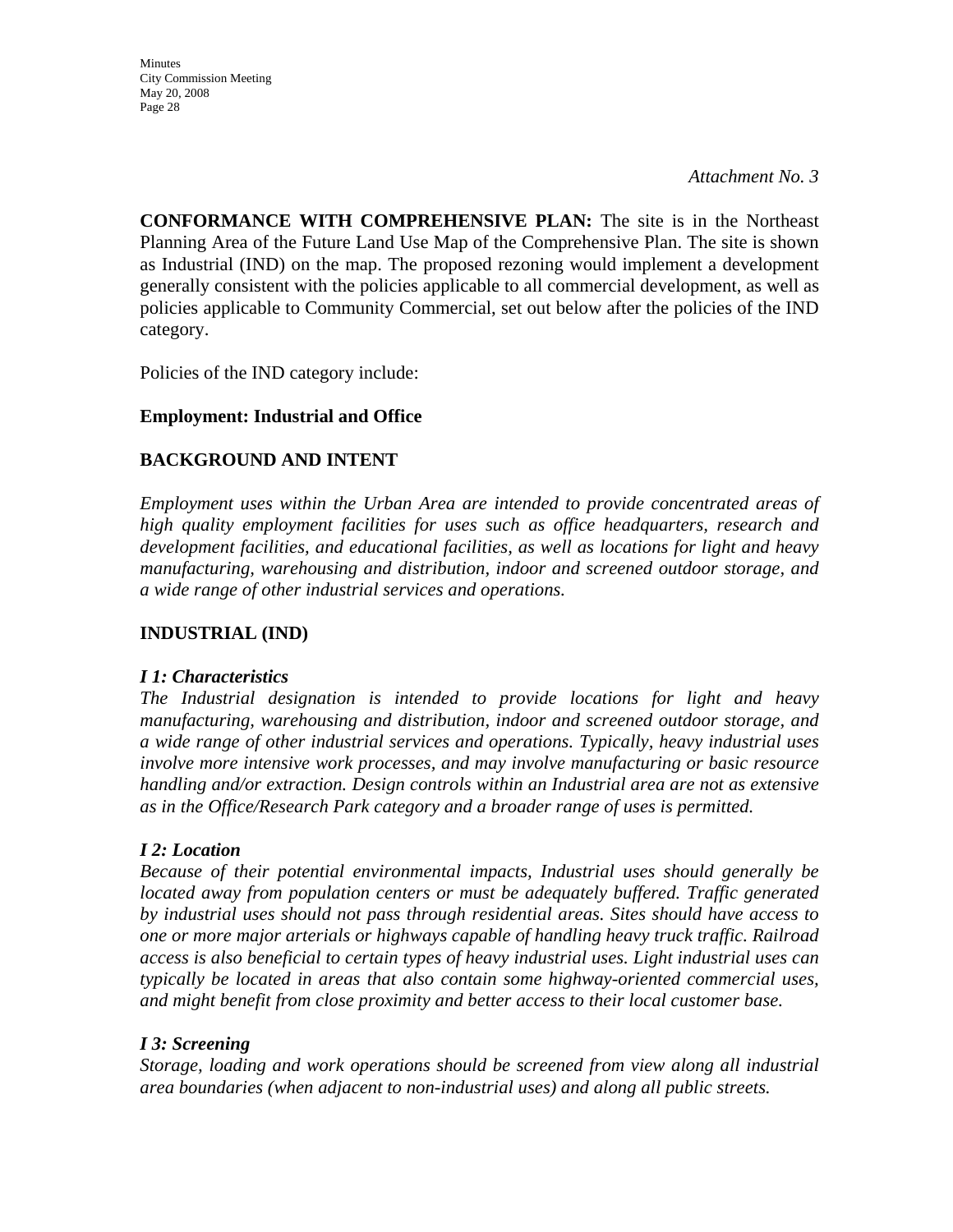*Attachment No. 3*

**CONFORMANCE WITH COMPREHENSIVE PLAN:** The site is in the Northeast Planning Area of the Future Land Use Map of the Comprehensive Plan. The site is shown as Industrial (IND) on the map. The proposed rezoning would implement a development generally consistent with the policies applicable to all commercial development, as well as policies applicable to Community Commercial, set out below after the policies of the IND category.

Policies of the IND category include:

**Employment: Industrial and Office**

**BACKGROUND AND INTENT**

*Employment uses within the Urban Area are intended to provide concentrated areas of high quality employment facilities for uses such as office headquarters, research and development facilities, and educational facilities, as well as locations for light and heavy manufacturing, warehousing and distribution, indoor and screened outdoor storage, and a wide range of other industrial services and operations.*

**INDUSTRIAL (IND)**

***I 1: Characteristics***
*The Industrial designation is intended to provide locations for light and heavy manufacturing, warehousing and distribution, indoor and screened outdoor storage, and a wide range of other industrial services and operations. Typically, heavy industrial uses involve more intensive work processes, and may involve manufacturing or basic resource handling and/or extraction. Design controls within an Industrial area are not as extensive as in the Office/Research Park category and a broader range of uses is permitted.*

***I 2: Location***
*Because of their potential environmental impacts, Industrial uses should generally be located away from population centers or must be adequately buffered. Traffic generated by industrial uses should not pass through residential areas. Sites should have access to one or more major arterials or highways capable of handling heavy truck traffic. Railroad access is also beneficial to certain types of heavy industrial uses. Light industrial uses can typically be located in areas that also contain some highway-oriented commercial uses, and might benefit from close proximity and better access to their local customer base.*

***I 3: Screening***
*Storage, loading and work operations should be screened from view along all industrial area boundaries (when adjacent to non-industrial uses) and along all public streets.*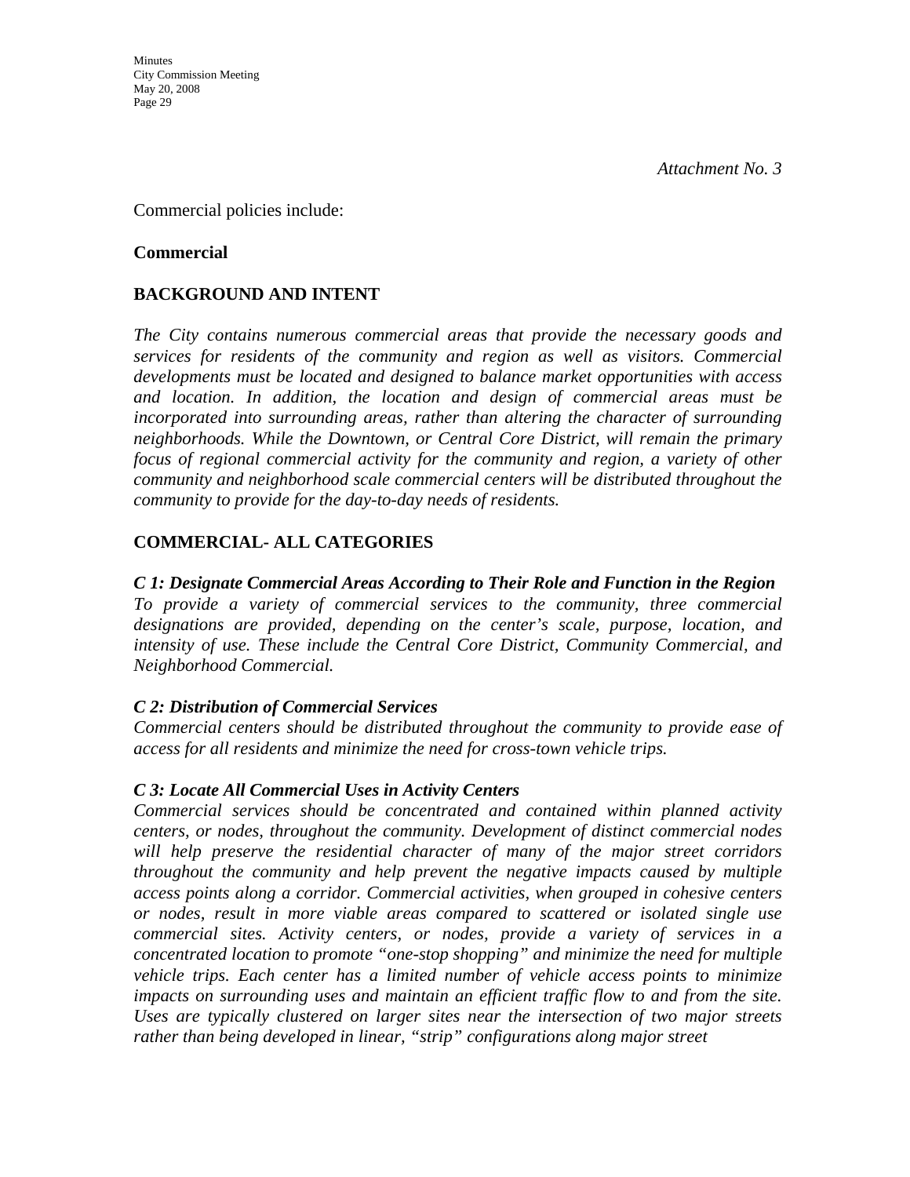*Attachment No. 3*

Commercial policies include:

**Commercial**

**BACKGROUND AND INTENT**

*The City contains numerous commercial areas that provide the necessary goods and services for residents of the community and region as well as visitors. Commercial developments must be located and designed to balance market opportunities with access and location. In addition, the location and design of commercial areas must be incorporated into surrounding areas, rather than altering the character of surrounding neighborhoods. While the Downtown, or Central Core District, will remain the primary focus of regional commercial activity for the community and region, a variety of other community and neighborhood scale commercial centers will be distributed throughout the community to provide for the day-to-day needs of residents.*

**COMMERCIAL- ALL CATEGORIES**

***C 1: Designate Commercial Areas According to Their Role and Function in the Region***
*To provide a variety of commercial services to the community, three commercial designations are provided, depending on the center's scale, purpose, location, and intensity of use. These include the Central Core District, Community Commercial, and Neighborhood Commercial.*

***C 2: Distribution of Commercial Services***
*Commercial centers should be distributed throughout the community to provide ease of access for all residents and minimize the need for cross-town vehicle trips.*

***C 3: Locate All Commercial Uses in Activity Centers***
*Commercial services should be concentrated and contained within planned activity centers, or nodes, throughout the community. Development of distinct commercial nodes will help preserve the residential character of many of the major street corridors throughout the community and help prevent the negative impacts caused by multiple access points along a corridor. Commercial activities, when grouped in cohesive centers or nodes, result in more viable areas compared to scattered or isolated single use commercial sites. Activity centers, or nodes, provide a variety of services in a concentrated location to promote "one-stop shopping" and minimize the need for multiple vehicle trips. Each center has a limited number of vehicle access points to minimize impacts on surrounding uses and maintain an efficient traffic flow to and from the site. Uses are typically clustered on larger sites near the intersection of two major streets rather than being developed in linear, "strip" configurations along major street*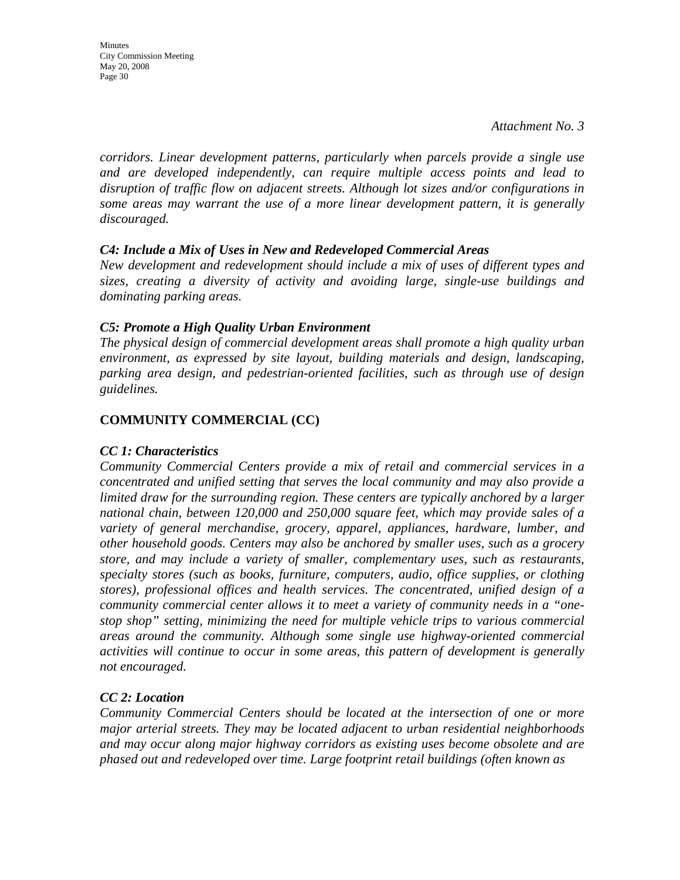*Attachment No. 3*

*corridors. Linear development patterns, particularly when parcels provide a single use and are developed independently, can require multiple access points and lead to disruption of traffic flow on adjacent streets. Although lot sizes and/or configurations in some areas may warrant the use of a more linear development pattern, it is generally discouraged.*

***C4: Include a Mix of Uses in New and Redeveloped Commercial Areas***

*New development and redevelopment should include a mix of uses of different types and sizes, creating a diversity of activity and avoiding large, single-use buildings and dominating parking areas.*

***C5: Promote a High Quality Urban Environment***

*The physical design of commercial development areas shall promote a high quality urban environment, as expressed by site layout, building materials and design, landscaping, parking area design, and pedestrian-oriented facilities, such as through use of design guidelines.*

**COMMUNITY COMMERCIAL (CC)**

***CC 1: Characteristics***

*Community Commercial Centers provide a mix of retail and commercial services in a concentrated and unified setting that serves the local community and may also provide a limited draw for the surrounding region. These centers are typically anchored by a larger national chain, between 120,000 and 250,000 square feet, which may provide sales of a variety of general merchandise, grocery, apparel, appliances, hardware, lumber, and other household goods. Centers may also be anchored by smaller uses, such as a grocery store, and may include a variety of smaller, complementary uses, such as restaurants, specialty stores (such as books, furniture, computers, audio, office supplies, or clothing stores), professional offices and health services. The concentrated, unified design of a community commercial center allows it to meet a variety of community needs in a "one-stop shop" setting, minimizing the need for multiple vehicle trips to various commercial areas around the community. Although some single use highway-oriented commercial activities will continue to occur in some areas, this pattern of development is generally not encouraged.*

***CC 2: Location***

*Community Commercial Centers should be located at the intersection of one or more major arterial streets. They may be located adjacent to urban residential neighborhoods and may occur along major highway corridors as existing uses become obsolete and are phased out and redeveloped over time. Large footprint retail buildings (often known as*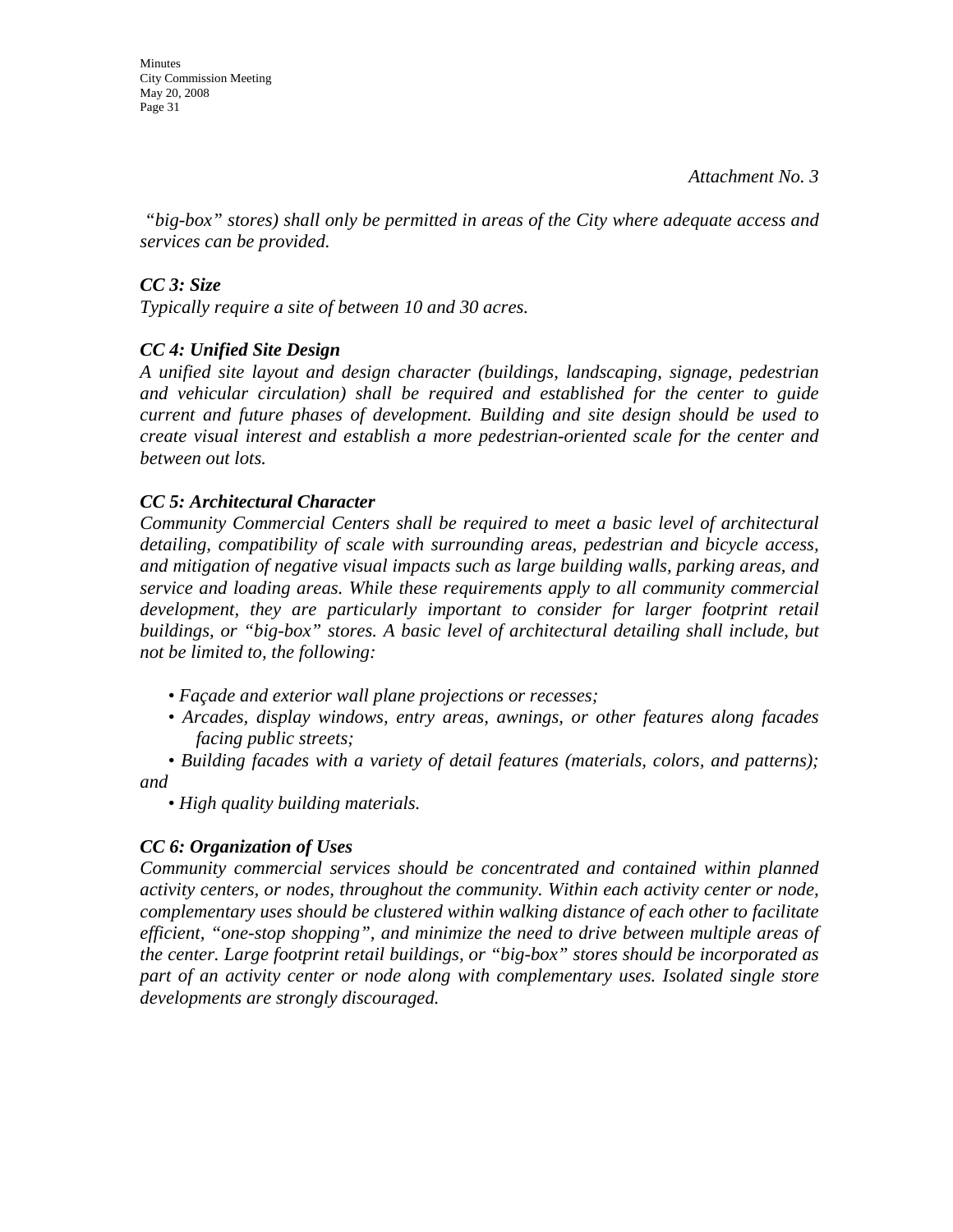*Attachment No. 3*

*"big-box" stores) shall only be permitted in areas of the City where adequate access and services can be provided.*

***CC 3: Size***

*Typically require a site of between 10 and 30 acres.*

***CC 4: Unified Site Design***

*A unified site layout and design character (buildings, landscaping, signage, pedestrian and vehicular circulation) shall be required and established for the center to guide current and future phases of development. Building and site design should be used to create visual interest and establish a more pedestrian-oriented scale for the center and between out lots.*

***CC 5: Architectural Character***

*Community Commercial Centers shall be required to meet a basic level of architectural detailing, compatibility of scale with surrounding areas, pedestrian and bicycle access, and mitigation of negative visual impacts such as large building walls, parking areas, and service and loading areas. While these requirements apply to all community commercial development, they are particularly important to consider for larger footprint retail buildings, or "big-box" stores. A basic level of architectural detailing shall include, but not be limited to, the following:*

- *Façade and exterior wall plane projections or recesses;*
- *Arcades, display windows, entry areas, awnings, or other features along facades facing public streets;*
- *Building facades with a variety of detail features (materials, colors, and patterns); and*
- *High quality building materials.*

***CC 6: Organization of Uses***

*Community commercial services should be concentrated and contained within planned activity centers, or nodes, throughout the community. Within each activity center or node, complementary uses should be clustered within walking distance of each other to facilitate efficient, "one-stop shopping", and minimize the need to drive between multiple areas of the center. Large footprint retail buildings, or "big-box" stores should be incorporated as part of an activity center or node along with complementary uses. Isolated single store developments are strongly discouraged.*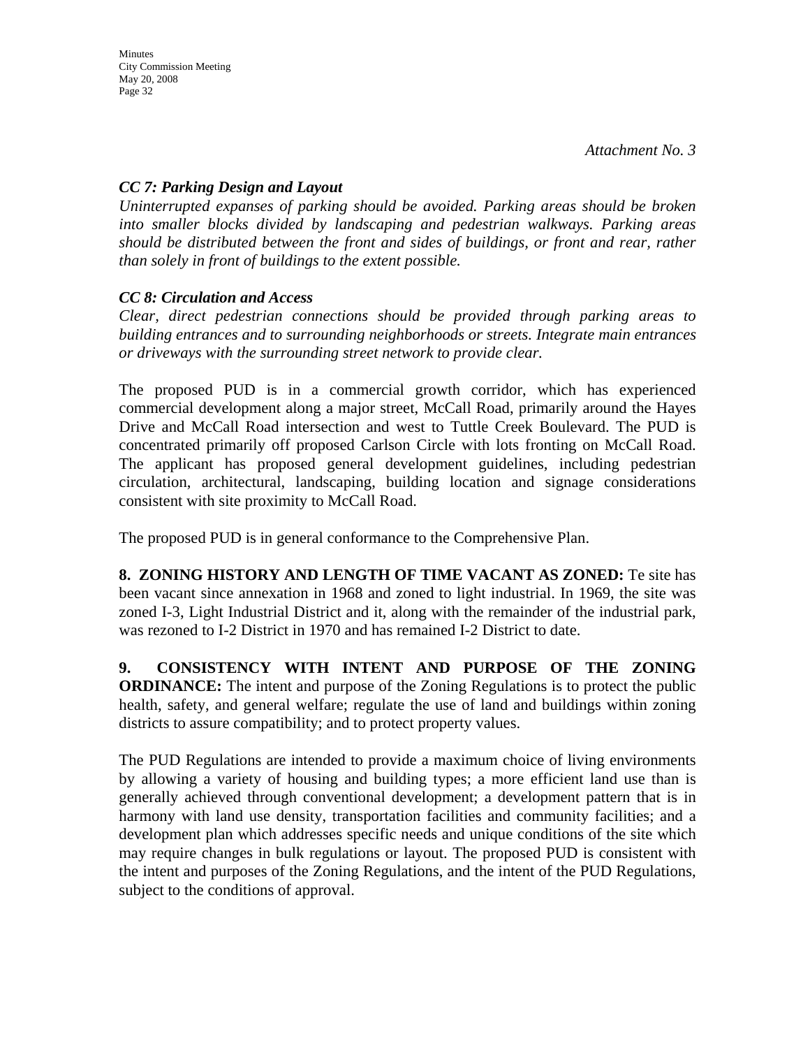*Attachment No. 3*

***CC 7: Parking Design and Layout***

*Uninterrupted expanses of parking should be avoided. Parking areas should be broken into smaller blocks divided by landscaping and pedestrian walkways. Parking areas should be distributed between the front and sides of buildings, or front and rear, rather than solely in front of buildings to the extent possible.*

***CC 8: Circulation and Access***

*Clear, direct pedestrian connections should be provided through parking areas to building entrances and to surrounding neighborhoods or streets. Integrate main entrances or driveways with the surrounding street network to provide clear.*

The proposed PUD is in a commercial growth corridor, which has experienced commercial development along a major street, McCall Road, primarily around the Hayes Drive and McCall Road intersection and west to Tuttle Creek Boulevard. The PUD is concentrated primarily off proposed Carlson Circle with lots fronting on McCall Road. The applicant has proposed general development guidelines, including pedestrian circulation, architectural, landscaping, building location and signage considerations consistent with site proximity to McCall Road.

The proposed PUD is in general conformance to the Comprehensive Plan.

**8. ZONING HISTORY AND LENGTH OF TIME VACANT AS ZONED:** Te site has been vacant since annexation in 1968 and zoned to light industrial. In 1969, the site was zoned I-3, Light Industrial District and it, along with the remainder of the industrial park, was rezoned to I-2 District in 1970 and has remained I-2 District to date.

**9. CONSISTENCY WITH INTENT AND PURPOSE OF THE ZONING ORDINANCE:** The intent and purpose of the Zoning Regulations is to protect the public health, safety, and general welfare; regulate the use of land and buildings within zoning districts to assure compatibility; and to protect property values.

The PUD Regulations are intended to provide a maximum choice of living environments by allowing a variety of housing and building types; a more efficient land use than is generally achieved through conventional development; a development pattern that is in harmony with land use density, transportation facilities and community facilities; and a development plan which addresses specific needs and unique conditions of the site which may require changes in bulk regulations or layout. The proposed PUD is consistent with the intent and purposes of the Zoning Regulations, and the intent of the PUD Regulations, subject to the conditions of approval.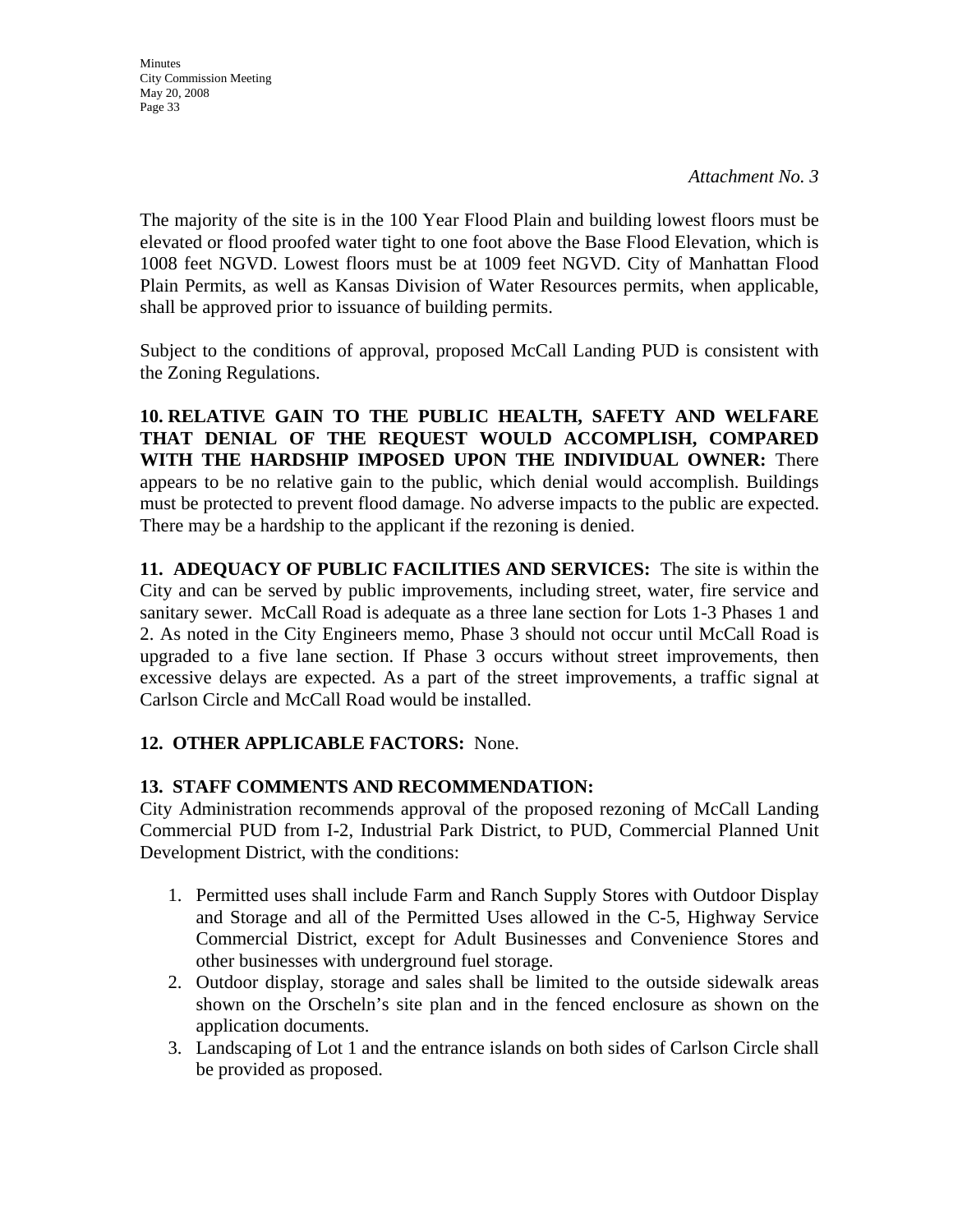*Attachment No. 3*

The majority of the site is in the 100 Year Flood Plain and building lowest floors must be elevated or flood proofed water tight to one foot above the Base Flood Elevation, which is 1008 feet NGVD. Lowest floors must be at 1009 feet NGVD. City of Manhattan Flood Plain Permits, as well as Kansas Division of Water Resources permits, when applicable, shall be approved prior to issuance of building permits.

Subject to the conditions of approval, proposed McCall Landing PUD is consistent with the Zoning Regulations.

**10. RELATIVE GAIN TO THE PUBLIC HEALTH, SAFETY AND WELFARE THAT DENIAL OF THE REQUEST WOULD ACCOMPLISH, COMPARED WITH THE HARDSHIP IMPOSED UPON THE INDIVIDUAL OWNER:** There appears to be no relative gain to the public, which denial would accomplish. Buildings must be protected to prevent flood damage. No adverse impacts to the public are expected. There may be a hardship to the applicant if the rezoning is denied.

**11. ADEQUACY OF PUBLIC FACILITIES AND SERVICES:** The site is within the City and can be served by public improvements, including street, water, fire service and sanitary sewer. McCall Road is adequate as a three lane section for Lots 1-3 Phases 1 and 2. As noted in the City Engineers memo, Phase 3 should not occur until McCall Road is upgraded to a five lane section. If Phase 3 occurs without street improvements, then excessive delays are expected. As a part of the street improvements, a traffic signal at Carlson Circle and McCall Road would be installed.

**12. OTHER APPLICABLE FACTORS:** None.

**13. STAFF COMMENTS AND RECOMMENDATION:**

City Administration recommends approval of the proposed rezoning of McCall Landing Commercial PUD from I-2, Industrial Park District, to PUD, Commercial Planned Unit Development District, with the conditions:

1. Permitted uses shall include Farm and Ranch Supply Stores with Outdoor Display and Storage and all of the Permitted Uses allowed in the C-5, Highway Service Commercial District, except for Adult Businesses and Convenience Stores and other businesses with underground fuel storage.
2. Outdoor display, storage and sales shall be limited to the outside sidewalk areas shown on the Orscheln's site plan and in the fenced enclosure as shown on the application documents.
3. Landscaping of Lot 1 and the entrance islands on both sides of Carlson Circle shall be provided as proposed.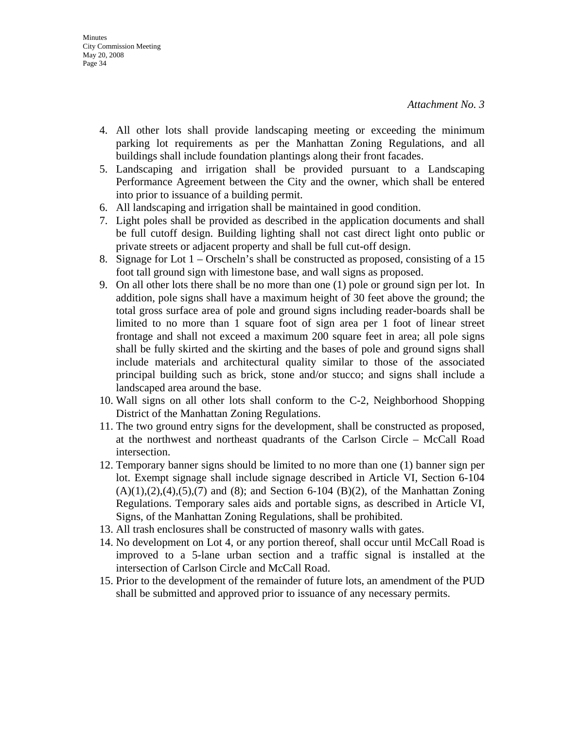*Attachment No. 3*

4. All other lots shall provide landscaping meeting or exceeding the minimum parking lot requirements as per the Manhattan Zoning Regulations, and all buildings shall include foundation plantings along their front facades.
5. Landscaping and irrigation shall be provided pursuant to a Landscaping Performance Agreement between the City and the owner, which shall be entered into prior to issuance of a building permit.
6. All landscaping and irrigation shall be maintained in good condition.
7. Light poles shall be provided as described in the application documents and shall be full cutoff design. Building lighting shall not cast direct light onto public or private streets or adjacent property and shall be full cut-off design.
8. Signage for Lot 1 – Orscheln's shall be constructed as proposed, consisting of a 15 foot tall ground sign with limestone base, and wall signs as proposed.
9. On all other lots there shall be no more than one (1) pole or ground sign per lot. In addition, pole signs shall have a maximum height of 30 feet above the ground; the total gross surface area of pole and ground signs including reader-boards shall be limited to no more than 1 square foot of sign area per 1 foot of linear street frontage and shall not exceed a maximum 200 square feet in area; all pole signs shall be fully skirted and the skirting and the bases of pole and ground signs shall include materials and architectural quality similar to those of the associated principal building such as brick, stone and/or stucco; and signs shall include a landscaped area around the base.
10. Wall signs on all other lots shall conform to the C-2, Neighborhood Shopping District of the Manhattan Zoning Regulations.
11. The two ground entry signs for the development, shall be constructed as proposed, at the northwest and northeast quadrants of the Carlson Circle – McCall Road intersection.
12. Temporary banner signs should be limited to no more than one (1) banner sign per lot. Exempt signage shall include signage described in Article VI, Section 6-104 (A)(1),(2),(4),(5),(7) and (8); and Section 6-104 (B)(2), of the Manhattan Zoning Regulations. Temporary sales aids and portable signs, as described in Article VI, Signs, of the Manhattan Zoning Regulations, shall be prohibited.
13. All trash enclosures shall be constructed of masonry walls with gates.
14. No development on Lot 4, or any portion thereof, shall occur until McCall Road is improved to a 5-lane urban section and a traffic signal is installed at the intersection of Carlson Circle and McCall Road.
15. Prior to the development of the remainder of future lots, an amendment of the PUD shall be submitted and approved prior to issuance of any necessary permits.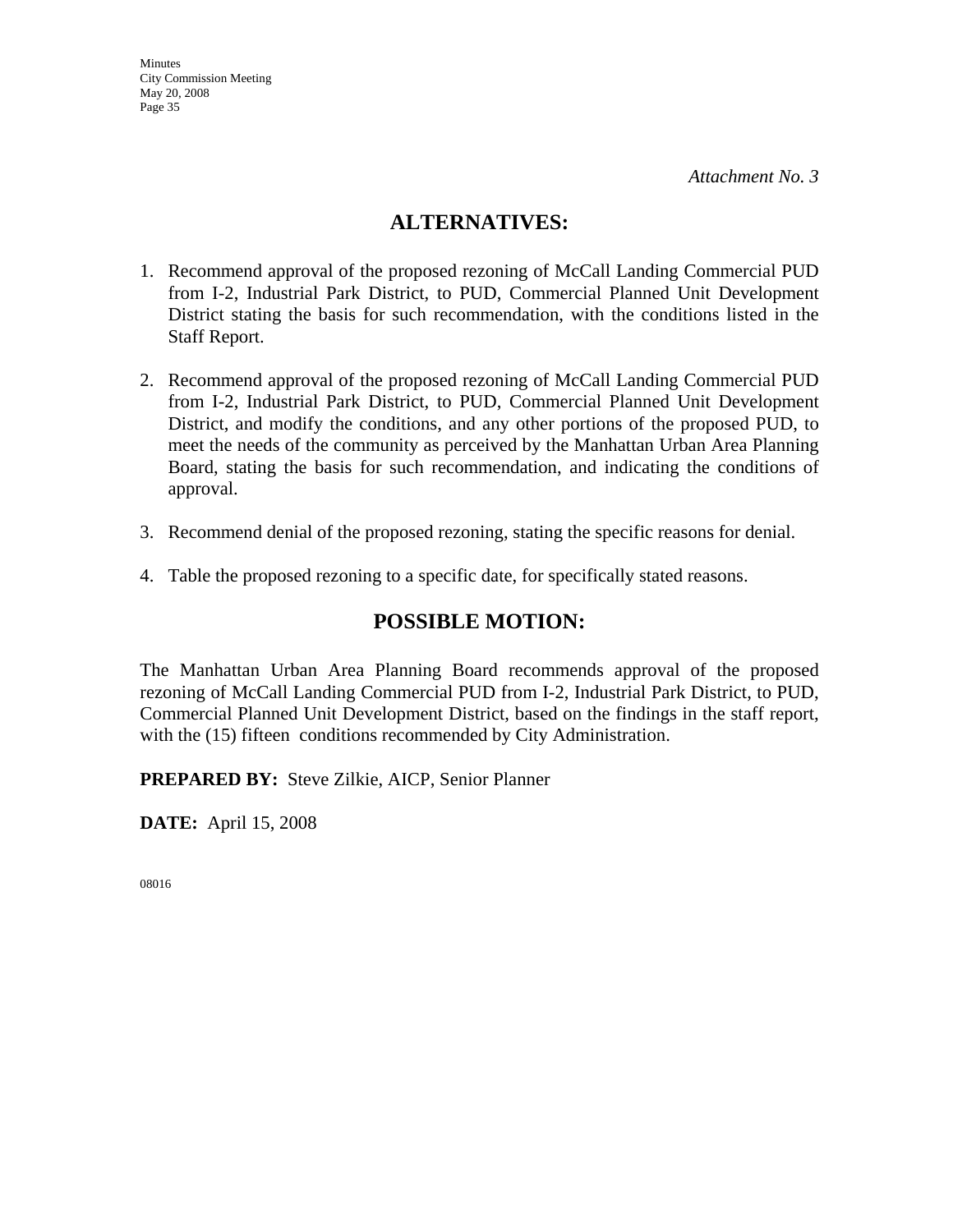*Attachment No. 3*

## ALTERNATIVES:

1. Recommend approval of the proposed rezoning of McCall Landing Commercial PUD from I-2, Industrial Park District, to PUD, Commercial Planned Unit Development District stating the basis for such recommendation, with the conditions listed in the Staff Report.

2. Recommend approval of the proposed rezoning of McCall Landing Commercial PUD from I-2, Industrial Park District, to PUD, Commercial Planned Unit Development District, and modify the conditions, and any other portions of the proposed PUD, to meet the needs of the community as perceived by the Manhattan Urban Area Planning Board, stating the basis for such recommendation, and indicating the conditions of approval.

3. Recommend denial of the proposed rezoning, stating the specific reasons for denial.

4. Table the proposed rezoning to a specific date, for specifically stated reasons.

## POSSIBLE MOTION:

The Manhattan Urban Area Planning Board recommends approval of the proposed rezoning of McCall Landing Commercial PUD from I-2, Industrial Park District, to PUD, Commercial Planned Unit Development District, based on the findings in the staff report, with the (15) fifteen conditions recommended by City Administration.

**PREPARED BY:** Steve Zilkie, AICP, Senior Planner

**DATE:** April 15, 2008

08016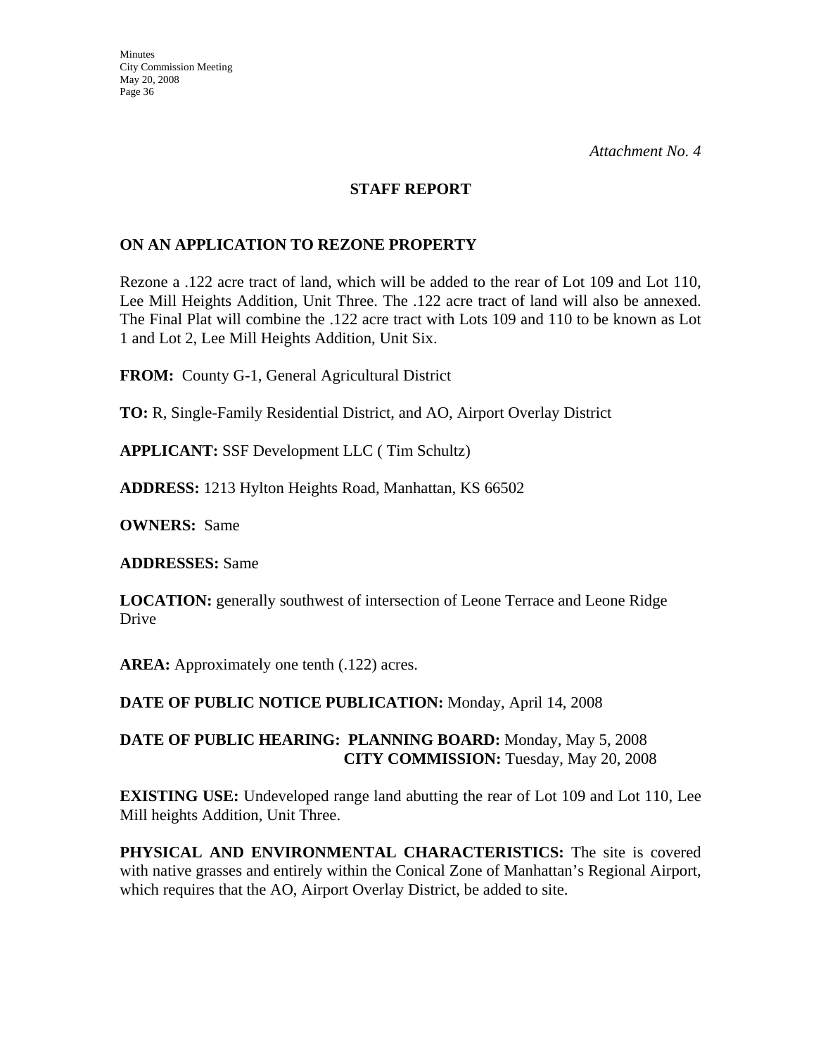*Attachment No. 4*

## STAFF REPORT

## ON AN APPLICATION TO REZONE PROPERTY

Rezone a .122 acre tract of land, which will be added to the rear of Lot 109 and Lot 110, Lee Mill Heights Addition, Unit Three. The .122 acre tract of land will also be annexed. The Final Plat will combine the .122 acre tract with Lots 109 and 110 to be known as Lot 1 and Lot 2, Lee Mill Heights Addition, Unit Six.

**FROM:** County G-1, General Agricultural District

**TO:** R, Single-Family Residential District, and AO, Airport Overlay District

**APPLICANT:** SSF Development LLC ( Tim Schultz)

**ADDRESS:** 1213 Hylton Heights Road, Manhattan, KS 66502

**OWNERS:** Same

**ADDRESSES:** Same

**LOCATION:** generally southwest of intersection of Leone Terrace and Leone Ridge Drive

**AREA:** Approximately one tenth (.122) acres.

**DATE OF PUBLIC NOTICE PUBLICATION:** Monday, April 14, 2008

**DATE OF PUBLIC HEARING: PLANNING BOARD:** Monday, May 5, 2008
**CITY COMMISSION:** Tuesday, May 20, 2008

**EXISTING USE:** Undeveloped range land abutting the rear of Lot 109 and Lot 110, Lee Mill heights Addition, Unit Three.

**PHYSICAL AND ENVIRONMENTAL CHARACTERISTICS:** The site is covered with native grasses and entirely within the Conical Zone of Manhattan's Regional Airport, which requires that the AO, Airport Overlay District, be added to site.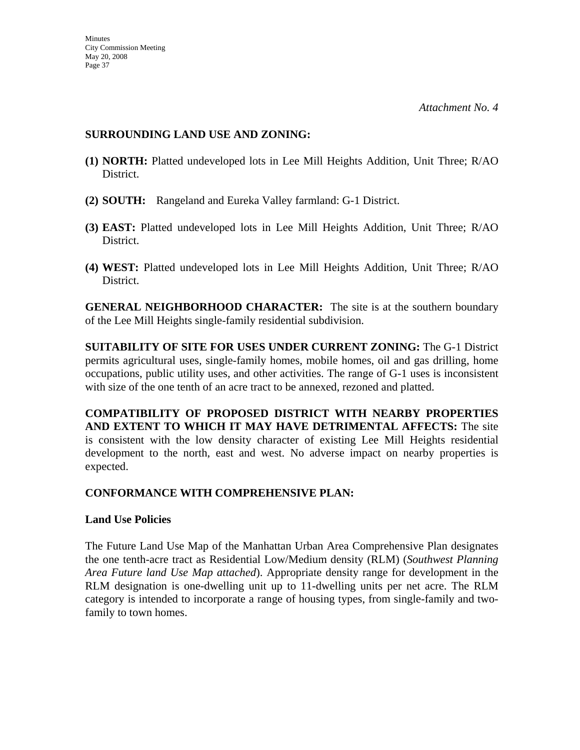*Attachment No. 4*

**SURROUNDING LAND USE AND ZONING:**

**(1) NORTH:** Platted undeveloped lots in Lee Mill Heights Addition, Unit Three; R/AO District.

**(2) SOUTH:** Rangeland and Eureka Valley farmland: G-1 District.

**(3) EAST:** Platted undeveloped lots in Lee Mill Heights Addition, Unit Three; R/AO District.

**(4) WEST:** Platted undeveloped lots in Lee Mill Heights Addition, Unit Three; R/AO District.

**GENERAL NEIGHBORHOOD CHARACTER:** The site is at the southern boundary of the Lee Mill Heights single-family residential subdivision.

**SUITABILITY OF SITE FOR USES UNDER CURRENT ZONING:** The G-1 District permits agricultural uses, single-family homes, mobile homes, oil and gas drilling, home occupations, public utility uses, and other activities. The range of G-1 uses is inconsistent with size of the one tenth of an acre tract to be annexed, rezoned and platted.

**COMPATIBILITY OF PROPOSED DISTRICT WITH NEARBY PROPERTIES AND EXTENT TO WHICH IT MAY HAVE DETRIMENTAL AFFECTS:** The site is consistent with the low density character of existing Lee Mill Heights residential development to the north, east and west. No adverse impact on nearby properties is expected.

**CONFORMANCE WITH COMPREHENSIVE PLAN:**

**Land Use Policies**

The Future Land Use Map of the Manhattan Urban Area Comprehensive Plan designates the one tenth-acre tract as Residential Low/Medium density (RLM) (*Southwest Planning Area Future land Use Map attached*). Appropriate density range for development in the RLM designation is one-dwelling unit up to 11-dwelling units per net acre. The RLM category is intended to incorporate a range of housing types, from single-family and two-family to town homes.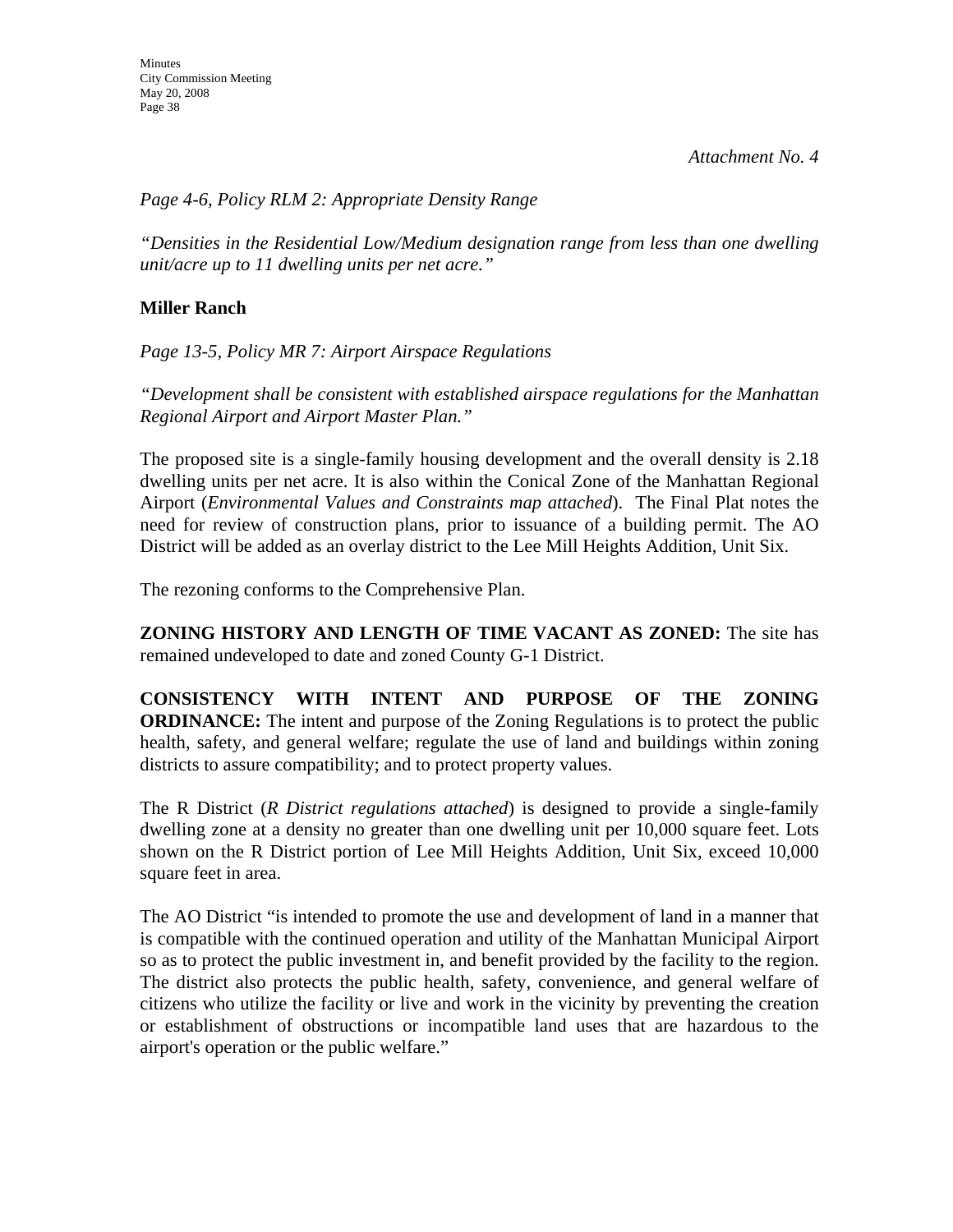*Attachment No. 4*

*Page 4-6, Policy RLM 2: Appropriate Density Range*

*"Densities in the Residential Low/Medium designation range from less than one dwelling unit/acre up to 11 dwelling units per net acre."*

**Miller Ranch**

*Page 13-5, Policy MR 7: Airport Airspace Regulations*

*"Development shall be consistent with established airspace regulations for the Manhattan Regional Airport and Airport Master Plan."*

The proposed site is a single-family housing development and the overall density is 2.18 dwelling units per net acre. It is also within the Conical Zone of the Manhattan Regional Airport (*Environmental Values and Constraints map attached*). The Final Plat notes the need for review of construction plans, prior to issuance of a building permit. The AO District will be added as an overlay district to the Lee Mill Heights Addition, Unit Six.

The rezoning conforms to the Comprehensive Plan.

**ZONING HISTORY AND LENGTH OF TIME VACANT AS ZONED:** The site has remained undeveloped to date and zoned County G-1 District.

**CONSISTENCY WITH INTENT AND PURPOSE OF THE ZONING ORDINANCE:** The intent and purpose of the Zoning Regulations is to protect the public health, safety, and general welfare; regulate the use of land and buildings within zoning districts to assure compatibility; and to protect property values.

The R District (*R District regulations attached*) is designed to provide a single-family dwelling zone at a density no greater than one dwelling unit per 10,000 square feet. Lots shown on the R District portion of Lee Mill Heights Addition, Unit Six, exceed 10,000 square feet in area.

The AO District "is intended to promote the use and development of land in a manner that is compatible with the continued operation and utility of the Manhattan Municipal Airport so as to protect the public investment in, and benefit provided by the facility to the region. The district also protects the public health, safety, convenience, and general welfare of citizens who utilize the facility or live and work in the vicinity by preventing the creation or establishment of obstructions or incompatible land uses that are hazardous to the airport's operation or the public welfare."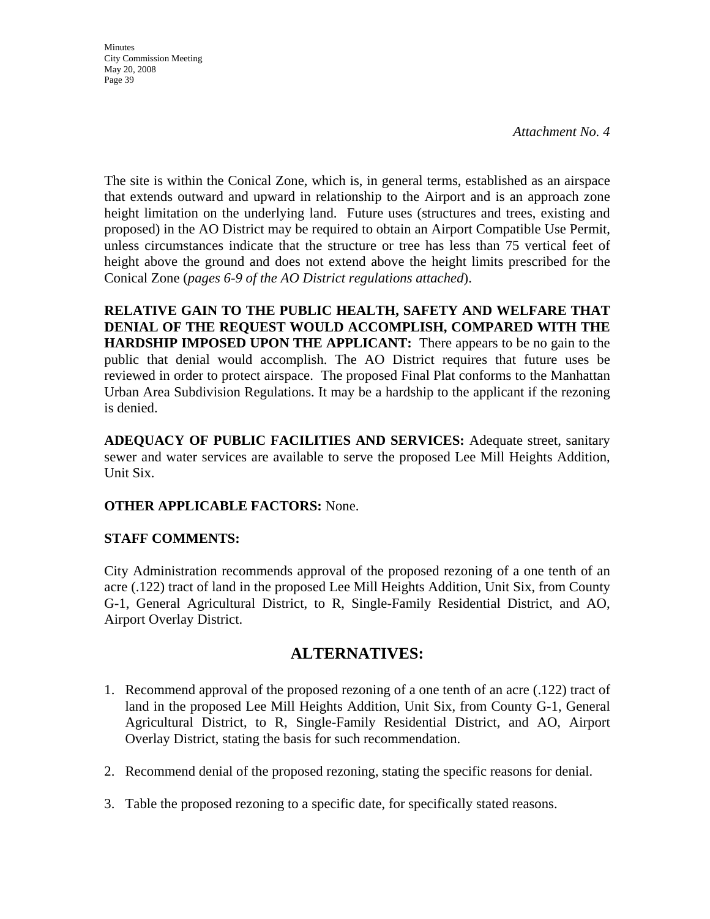*Attachment No. 4*

The site is within the Conical Zone, which is, in general terms, established as an airspace that extends outward and upward in relationship to the Airport and is an approach zone height limitation on the underlying land. Future uses (structures and trees, existing and proposed) in the AO District may be required to obtain an Airport Compatible Use Permit, unless circumstances indicate that the structure or tree has less than 75 vertical feet of height above the ground and does not extend above the height limits prescribed for the Conical Zone (*pages 6-9 of the AO District regulations attached*).

**RELATIVE GAIN TO THE PUBLIC HEALTH, SAFETY AND WELFARE THAT DENIAL OF THE REQUEST WOULD ACCOMPLISH, COMPARED WITH THE HARDSHIP IMPOSED UPON THE APPLICANT:** There appears to be no gain to the public that denial would accomplish. The AO District requires that future uses be reviewed in order to protect airspace. The proposed Final Plat conforms to the Manhattan Urban Area Subdivision Regulations. It may be a hardship to the applicant if the rezoning is denied.

**ADEQUACY OF PUBLIC FACILITIES AND SERVICES:** Adequate street, sanitary sewer and water services are available to serve the proposed Lee Mill Heights Addition, Unit Six.

**OTHER APPLICABLE FACTORS:** None.

**STAFF COMMENTS:**

City Administration recommends approval of the proposed rezoning of a one tenth of an acre (.122) tract of land in the proposed Lee Mill Heights Addition, Unit Six, from County G-1, General Agricultural District, to R, Single-Family Residential District, and AO, Airport Overlay District.

## ALTERNATIVES:

1. Recommend approval of the proposed rezoning of a one tenth of an acre (.122) tract of land in the proposed Lee Mill Heights Addition, Unit Six, from County G-1, General Agricultural District, to R, Single-Family Residential District, and AO, Airport Overlay District, stating the basis for such recommendation.

2. Recommend denial of the proposed rezoning, stating the specific reasons for denial.

3. Table the proposed rezoning to a specific date, for specifically stated reasons.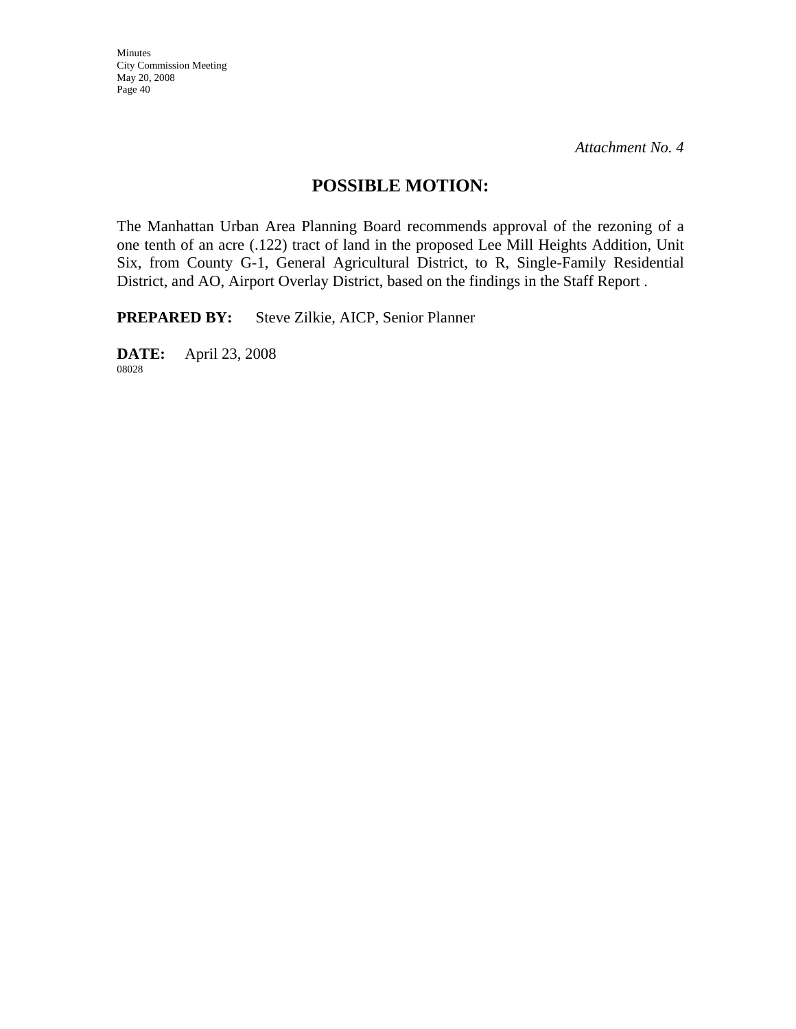*Attachment No. 4*

## POSSIBLE MOTION:

The Manhattan Urban Area Planning Board recommends approval of the rezoning of a one tenth of an acre (.122) tract of land in the proposed Lee Mill Heights Addition, Unit Six, from County G-1, General Agricultural District, to R, Single-Family Residential District, and AO, Airport Overlay District, based on the findings in the Staff Report .

**PREPARED BY:** Steve Zilkie, AICP, Senior Planner

**DATE:** April 23, 2008

08028